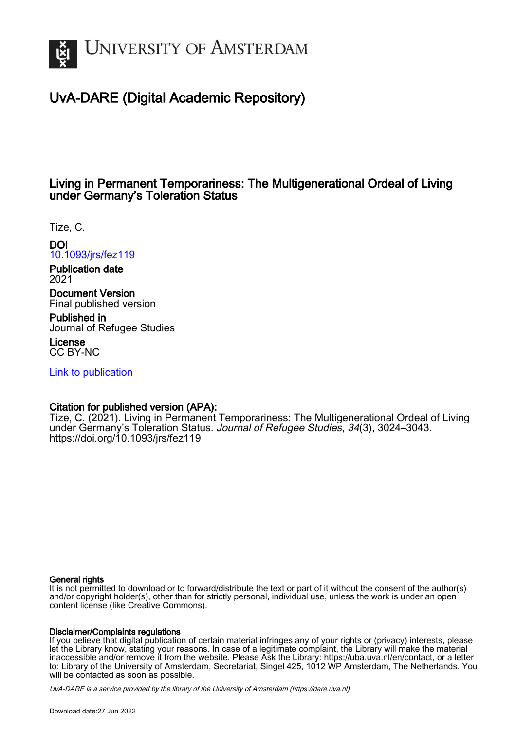# University of Amsterdam

## UvA-DARE (Digital Academic Repository)

### Living in Permanent Temporariness: The Multigenerational Ordeal of Living under Germany's Toleration Status

Tize, C.

**DOI**
10.1093/jrs/fez119

**Publication date**
2021

**Document Version**
Final published version

**Published in**
Journal of Refugee Studies

**License**
CC BY-NC

Link to publication

**Citation for published version (APA):**
Tize, C. (2021). Living in Permanent Temporariness: The Multigenerational Ordeal of Living under Germany's Toleration Status. *Journal of Refugee Studies*, *34*(3), 3024–3043. https://doi.org/10.1093/jrs/fez119

**General rights**
It is not permitted to download or to forward/distribute the text or part of it without the consent of the author(s) and/or copyright holder(s), other than for strictly personal, individual use, unless the work is under an open content license (like Creative Commons).

**Disclaimer/Complaints regulations**
If you believe that digital publication of certain material infringes any of your rights or (privacy) interests, please let the Library know, stating your reasons. In case of a legitimate complaint, the Library will make the material inaccessible and/or remove it from the website. Please Ask the Library: https://uba.uva.nl/en/contact, or a letter to: Library of the University of Amsterdam, Secretariat, Singel 425, 1012 WP Amsterdam, The Netherlands. You will be contacted as soon as possible.

*UvA-DARE is a service provided by the library of the University of Amsterdam (https://dare.uva.nl)*

Download date:27 Jun 2022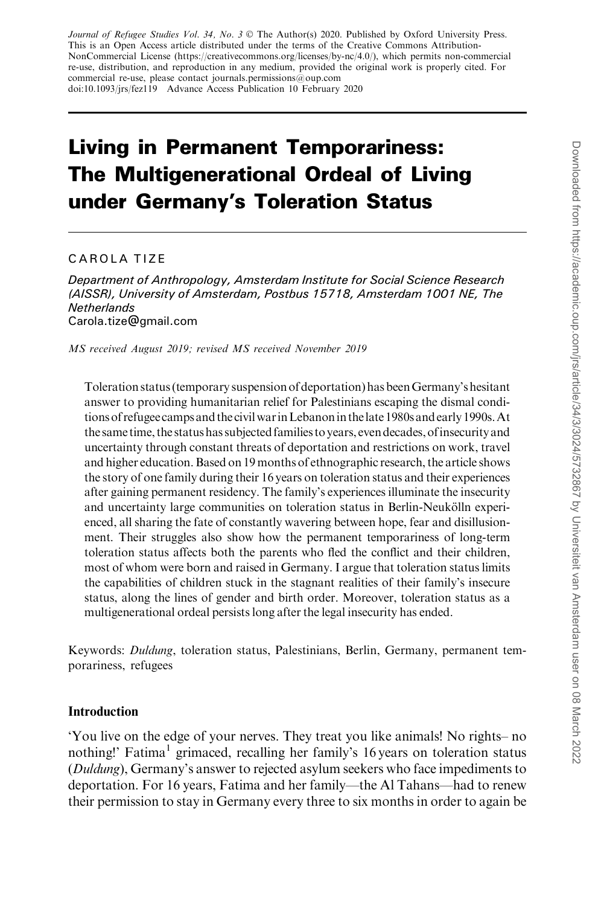# Living in Permanent Temporariness: The Multigenerational Ordeal of Living under Germany's Toleration Status

CAROLA TIZE

*Department of Anthropology, Amsterdam Institute for Social Science Research (AISSR), University of Amsterdam, Postbus 15718, Amsterdam 1001 NE, The Netherlands*
Carola.tize@gmail.com

*MS received August 2019; revised MS received November 2019*

Toleration status (temporary suspension of deportation) has been Germany's hesitant answer to providing humanitarian relief for Palestinians escaping the dismal conditions of refugee camps and the civil war in Lebanon in the late 1980s and early 1990s. At the same time, the status has subjected families to years, even decades, of insecurity and uncertainty through constant threats of deportation and restrictions on work, travel and higher education. Based on 19 months of ethnographic research, the article shows the story of one family during their 16 years on toleration status and their experiences after gaining permanent residency. The family's experiences illuminate the insecurity and uncertainty large communities on toleration status in Berlin-Neukölln experienced, all sharing the fate of constantly wavering between hope, fear and disillusionment. Their struggles also show how the permanent temporariness of long-term toleration status affects both the parents who fled the conflict and their children, most of whom were born and raised in Germany. I argue that toleration status limits the capabilities of children stuck in the stagnant realities of their family's insecure status, along the lines of gender and birth order. Moreover, toleration status as a multigenerational ordeal persists long after the legal insecurity has ended.

Keywords: *Duldung*, toleration status, Palestinians, Berlin, Germany, permanent temporariness, refugees

## Introduction

'You live on the edge of your nerves. They treat you like animals! No rights– no nothing!' Fatima[1] grimaced, recalling her family's 16 years on toleration status (*Duldung*), Germany's answer to rejected asylum seekers who face impediments to deportation. For 16 years, Fatima and her family—the Al Tahans—had to renew their permission to stay in Germany every three to six months in order to again be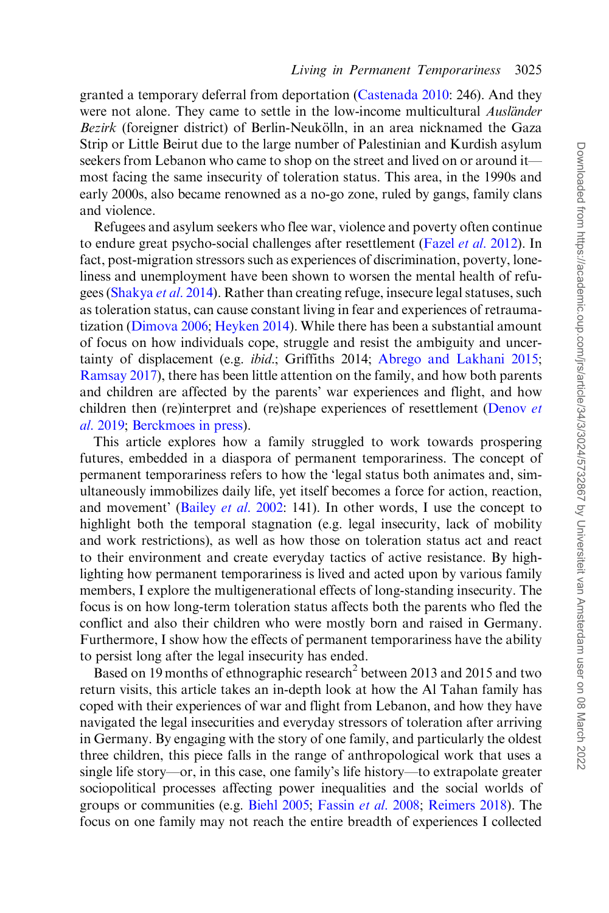granted a temporary deferral from deportation (Castenada 2010: 246). And they were not alone. They came to settle in the low-income multicultural *Ausländer Bezirk* (foreigner district) of Berlin-Neukölln, in an area nicknamed the Gaza Strip or Little Beirut due to the large number of Palestinian and Kurdish asylum seekers from Lebanon who came to shop on the street and lived on or around it—most facing the same insecurity of toleration status. This area, in the 1990s and early 2000s, also became renowned as a no-go zone, ruled by gangs, family clans and violence.

Refugees and asylum seekers who flee war, violence and poverty often continue to endure great psycho-social challenges after resettlement (Fazel *et al.* 2012). In fact, post-migration stressors such as experiences of discrimination, poverty, loneliness and unemployment have been shown to worsen the mental health of refugees (Shakya *et al.* 2014). Rather than creating refuge, insecure legal statuses, such as toleration status, can cause constant living in fear and experiences of retraumatization (Dimova 2006; Heyken 2014). While there has been a substantial amount of focus on how individuals cope, struggle and resist the ambiguity and uncertainty of displacement (e.g. *ibid.*; Griffiths 2014; Abrego and Lakhani 2015; Ramsay 2017), there has been little attention on the family, and how both parents and children are affected by the parents' war experiences and flight, and how children then (re)interpret and (re)shape experiences of resettlement (Denov *et al.* 2019; Berckmoes in press).

This article explores how a family struggled to work towards prospering futures, embedded in a diaspora of permanent temporariness. The concept of permanent temporariness refers to how the 'legal status both animates and, simultaneously immobilizes daily life, yet itself becomes a force for action, reaction, and movement' (Bailey *et al.* 2002: 141). In other words, I use the concept to highlight both the temporal stagnation (e.g. legal insecurity, lack of mobility and work restrictions), as well as how those on toleration status act and react to their environment and create everyday tactics of active resistance. By highlighting how permanent temporariness is lived and acted upon by various family members, I explore the multigenerational effects of long-standing insecurity. The focus is on how long-term toleration status affects both the parents who fled the conflict and also their children who were mostly born and raised in Germany. Furthermore, I show how the effects of permanent temporariness have the ability to persist long after the legal insecurity has ended.

Based on 19 months of ethnographic research[2] between 2013 and 2015 and two return visits, this article takes an in-depth look at how the Al Tahan family has coped with their experiences of war and flight from Lebanon, and how they have navigated the legal insecurities and everyday stressors of toleration after arriving in Germany. By engaging with the story of one family, and particularly the oldest three children, this piece falls in the range of anthropological work that uses a single life story—or, in this case, one family's life history—to extrapolate greater sociopolitical processes affecting power inequalities and the social worlds of groups or communities (e.g. Biehl 2005; Fassin *et al.* 2008; Reimers 2018). The focus on one family may not reach the entire breadth of experiences I collected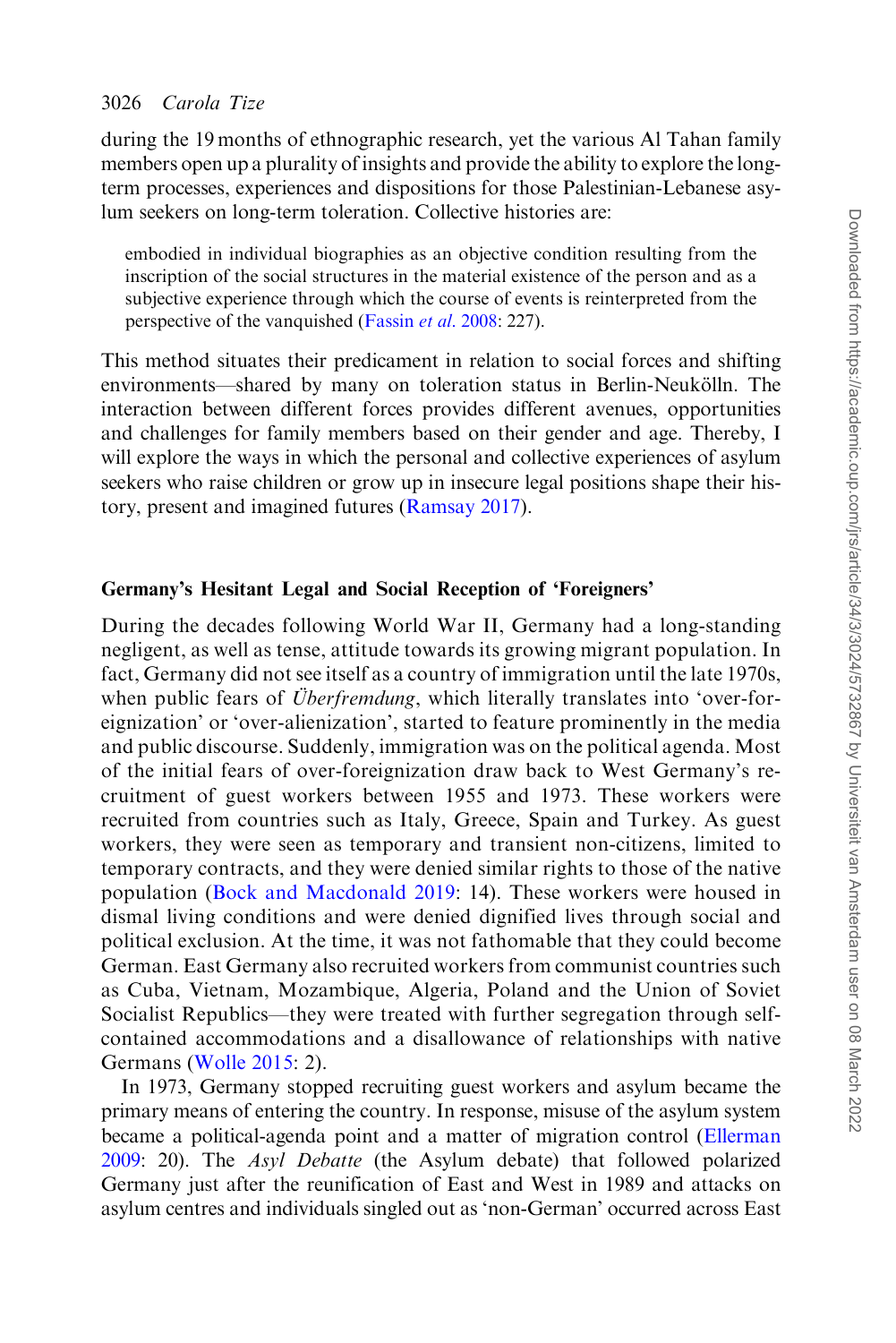during the 19 months of ethnographic research, yet the various Al Tahan family members open up a plurality of insights and provide the ability to explore the long-term processes, experiences and dispositions for those Palestinian-Lebanese asylum seekers on long-term toleration. Collective histories are:

> embodied in individual biographies as an objective condition resulting from the inscription of the social structures in the material existence of the person and as a subjective experience through which the course of events is reinterpreted from the perspective of the vanquished (Fassin *et al*. 2008: 227).

This method situates their predicament in relation to social forces and shifting environments—shared by many on toleration status in Berlin-Neukölln. The interaction between different forces provides different avenues, opportunities and challenges for family members based on their gender and age. Thereby, I will explore the ways in which the personal and collective experiences of asylum seekers who raise children or grow up in insecure legal positions shape their history, present and imagined futures (Ramsay 2017).

## Germany's Hesitant Legal and Social Reception of 'Foreigners'

During the decades following World War II, Germany had a long-standing negligent, as well as tense, attitude towards its growing migrant population. In fact, Germany did not see itself as a country of immigration until the late 1970s, when public fears of *Überfremdung*, which literally translates into 'over-foreignization' or 'over-alienization', started to feature prominently in the media and public discourse. Suddenly, immigration was on the political agenda. Most of the initial fears of over-foreignization draw back to West Germany's recruitment of guest workers between 1955 and 1973. These workers were recruited from countries such as Italy, Greece, Spain and Turkey. As guest workers, they were seen as temporary and transient non-citizens, limited to temporary contracts, and they were denied similar rights to those of the native population (Bock and Macdonald 2019: 14). These workers were housed in dismal living conditions and were denied dignified lives through social and political exclusion. At the time, it was not fathomable that they could become German. East Germany also recruited workers from communist countries such as Cuba, Vietnam, Mozambique, Algeria, Poland and the Union of Soviet Socialist Republics—they were treated with further segregation through self-contained accommodations and a disallowance of relationships with native Germans (Wolle 2015: 2).

In 1973, Germany stopped recruiting guest workers and asylum became the primary means of entering the country. In response, misuse of the asylum system became a political-agenda point and a matter of migration control (Ellerman 2009: 20). The *Asyl Debatte* (the Asylum debate) that followed polarized Germany just after the reunification of East and West in 1989 and attacks on asylum centres and individuals singled out as 'non-German' occurred across East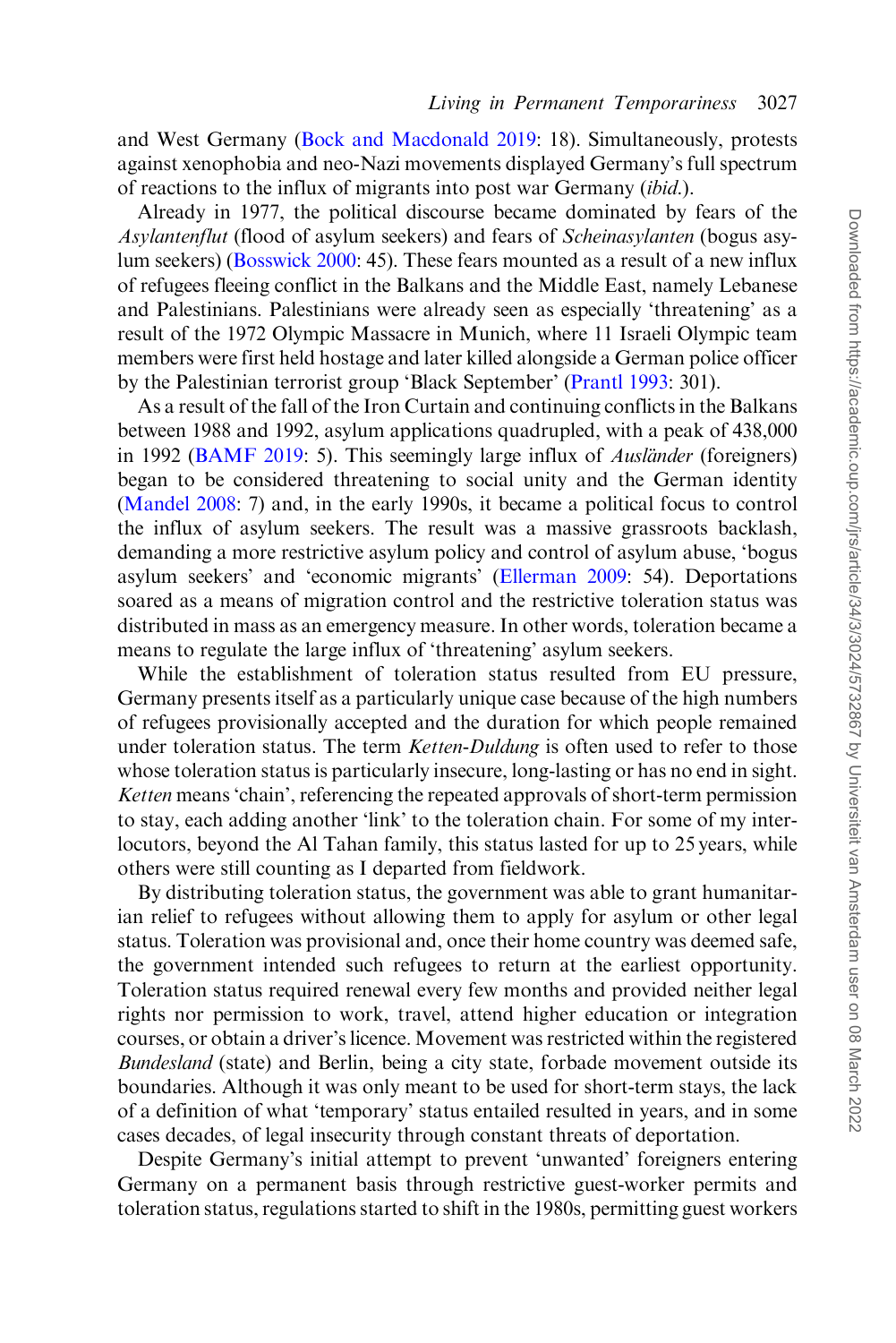and West Germany (Bock and Macdonald 2019: 18). Simultaneously, protests against xenophobia and neo-Nazi movements displayed Germany's full spectrum of reactions to the influx of migrants into post war Germany (*ibid.*).

Already in 1977, the political discourse became dominated by fears of the *Asylantenflut* (flood of asylum seekers) and fears of *Scheinasylanten* (bogus asylum seekers) (Bosswick 2000: 45). These fears mounted as a result of a new influx of refugees fleeing conflict in the Balkans and the Middle East, namely Lebanese and Palestinians. Palestinians were already seen as especially 'threatening' as a result of the 1972 Olympic Massacre in Munich, where 11 Israeli Olympic team members were first held hostage and later killed alongside a German police officer by the Palestinian terrorist group 'Black September' (Prantl 1993: 301).

As a result of the fall of the Iron Curtain and continuing conflicts in the Balkans between 1988 and 1992, asylum applications quadrupled, with a peak of 438,000 in 1992 (BAMF 2019: 5). This seemingly large influx of *Ausländer* (foreigners) began to be considered threatening to social unity and the German identity (Mandel 2008: 7) and, in the early 1990s, it became a political focus to control the influx of asylum seekers. The result was a massive grassroots backlash, demanding a more restrictive asylum policy and control of asylum abuse, 'bogus asylum seekers' and 'economic migrants' (Ellerman 2009: 54). Deportations soared as a means of migration control and the restrictive toleration status was distributed in mass as an emergency measure. In other words, toleration became a means to regulate the large influx of 'threatening' asylum seekers.

While the establishment of toleration status resulted from EU pressure, Germany presents itself as a particularly unique case because of the high numbers of refugees provisionally accepted and the duration for which people remained under toleration status. The term *Ketten-Duldung* is often used to refer to those whose toleration status is particularly insecure, long-lasting or has no end in sight. *Ketten* means 'chain', referencing the repeated approvals of short-term permission to stay, each adding another 'link' to the toleration chain. For some of my interlocutors, beyond the Al Tahan family, this status lasted for up to 25 years, while others were still counting as I departed from fieldwork.

By distributing toleration status, the government was able to grant humanitarian relief to refugees without allowing them to apply for asylum or other legal status. Toleration was provisional and, once their home country was deemed safe, the government intended such refugees to return at the earliest opportunity. Toleration status required renewal every few months and provided neither legal rights nor permission to work, travel, attend higher education or integration courses, or obtain a driver's licence. Movement was restricted within the registered *Bundesland* (state) and Berlin, being a city state, forbade movement outside its boundaries. Although it was only meant to be used for short-term stays, the lack of a definition of what 'temporary' status entailed resulted in years, and in some cases decades, of legal insecurity through constant threats of deportation.

Despite Germany's initial attempt to prevent 'unwanted' foreigners entering Germany on a permanent basis through restrictive guest-worker permits and toleration status, regulations started to shift in the 1980s, permitting guest workers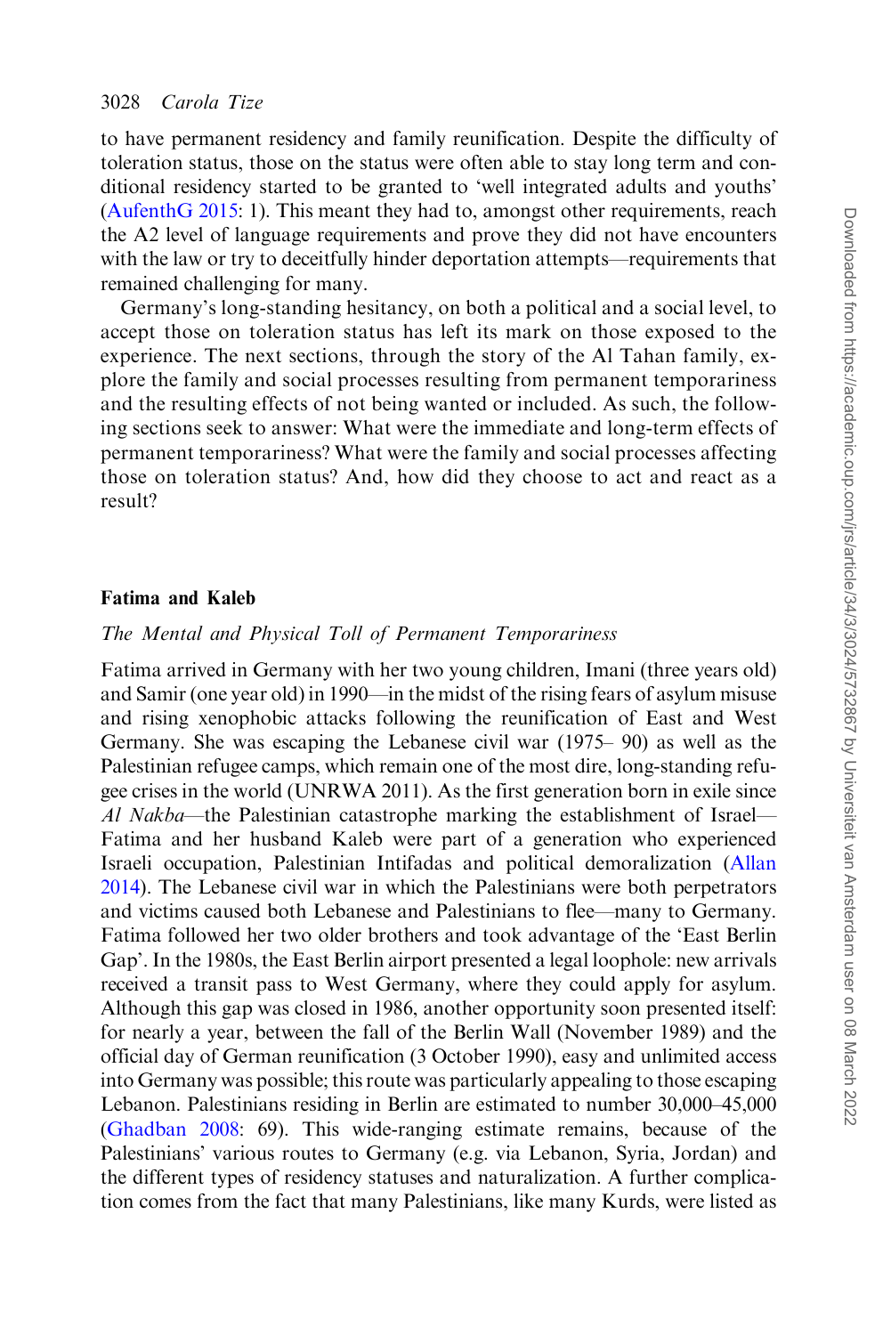to have permanent residency and family reunification. Despite the difficulty of toleration status, those on the status were often able to stay long term and conditional residency started to be granted to 'well integrated adults and youths' (AufenthG 2015: 1). This meant they had to, amongst other requirements, reach the A2 level of language requirements and prove they did not have encounters with the law or try to deceitfully hinder deportation attempts—requirements that remained challenging for many.

Germany's long-standing hesitancy, on both a political and a social level, to accept those on toleration status has left its mark on those exposed to the experience. The next sections, through the story of the Al Tahan family, explore the family and social processes resulting from permanent temporariness and the resulting effects of not being wanted or included. As such, the following sections seek to answer: What were the immediate and long-term effects of permanent temporariness? What were the family and social processes affecting those on toleration status? And, how did they choose to act and react as a result?

## Fatima and Kaleb

### *The Mental and Physical Toll of Permanent Temporariness*

Fatima arrived in Germany with her two young children, Imani (three years old) and Samir (one year old) in 1990—in the midst of the rising fears of asylum misuse and rising xenophobic attacks following the reunification of East and West Germany. She was escaping the Lebanese civil war (1975– 90) as well as the Palestinian refugee camps, which remain one of the most dire, long-standing refugee crises in the world (UNRWA 2011). As the first generation born in exile since *Al Nakba*—the Palestinian catastrophe marking the establishment of Israel—Fatima and her husband Kaleb were part of a generation who experienced Israeli occupation, Palestinian Intifadas and political demoralization (Allan 2014). The Lebanese civil war in which the Palestinians were both perpetrators and victims caused both Lebanese and Palestinians to flee—many to Germany. Fatima followed her two older brothers and took advantage of the 'East Berlin Gap'. In the 1980s, the East Berlin airport presented a legal loophole: new arrivals received a transit pass to West Germany, where they could apply for asylum. Although this gap was closed in 1986, another opportunity soon presented itself: for nearly a year, between the fall of the Berlin Wall (November 1989) and the official day of German reunification (3 October 1990), easy and unlimited access into Germany was possible; this route was particularly appealing to those escaping Lebanon. Palestinians residing in Berlin are estimated to number 30,000–45,000 (Ghadban 2008: 69). This wide-ranging estimate remains, because of the Palestinians' various routes to Germany (e.g. via Lebanon, Syria, Jordan) and the different types of residency statuses and naturalization. A further complication comes from the fact that many Palestinians, like many Kurds, were listed as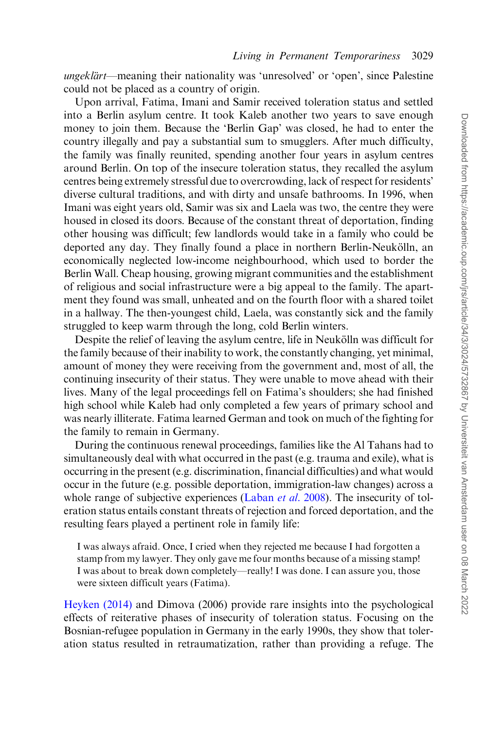*ungeklärt*—meaning their nationality was 'unresolved' or 'open', since Palestine could not be placed as a country of origin.

Upon arrival, Fatima, Imani and Samir received toleration status and settled into a Berlin asylum centre. It took Kaleb another two years to save enough money to join them. Because the 'Berlin Gap' was closed, he had to enter the country illegally and pay a substantial sum to smugglers. After much difficulty, the family was finally reunited, spending another four years in asylum centres around Berlin. On top of the insecure toleration status, they recalled the asylum centres being extremely stressful due to overcrowding, lack of respect for residents' diverse cultural traditions, and with dirty and unsafe bathrooms. In 1996, when Imani was eight years old, Samir was six and Laela was two, the centre they were housed in closed its doors. Because of the constant threat of deportation, finding other housing was difficult; few landlords would take in a family who could be deported any day. They finally found a place in northern Berlin-Neukölln, an economically neglected low-income neighbourhood, which used to border the Berlin Wall. Cheap housing, growing migrant communities and the establishment of religious and social infrastructure were a big appeal to the family. The apartment they found was small, unheated and on the fourth floor with a shared toilet in a hallway. The then-youngest child, Laela, was constantly sick and the family struggled to keep warm through the long, cold Berlin winters.

Despite the relief of leaving the asylum centre, life in Neukölln was difficult for the family because of their inability to work, the constantly changing, yet minimal, amount of money they were receiving from the government and, most of all, the continuing insecurity of their status. They were unable to move ahead with their lives. Many of the legal proceedings fell on Fatima's shoulders; she had finished high school while Kaleb had only completed a few years of primary school and was nearly illiterate. Fatima learned German and took on much of the fighting for the family to remain in Germany.

During the continuous renewal proceedings, families like the Al Tahans had to simultaneously deal with what occurred in the past (e.g. trauma and exile), what is occurring in the present (e.g. discrimination, financial difficulties) and what would occur in the future (e.g. possible deportation, immigration-law changes) across a whole range of subjective experiences (Laban *et al.* 2008). The insecurity of toleration status entails constant threats of rejection and forced deportation, and the resulting fears played a pertinent role in family life:

> I was always afraid. Once, I cried when they rejected me because I had forgotten a stamp from my lawyer. They only gave me four months because of a missing stamp! I was about to break down completely—really! I was done. I can assure you, those were sixteen difficult years (Fatima).

Heyken (2014) and Dimova (2006) provide rare insights into the psychological effects of reiterative phases of insecurity of toleration status. Focusing on the Bosnian-refugee population in Germany in the early 1990s, they show that toleration status resulted in retraumatization, rather than providing a refuge. The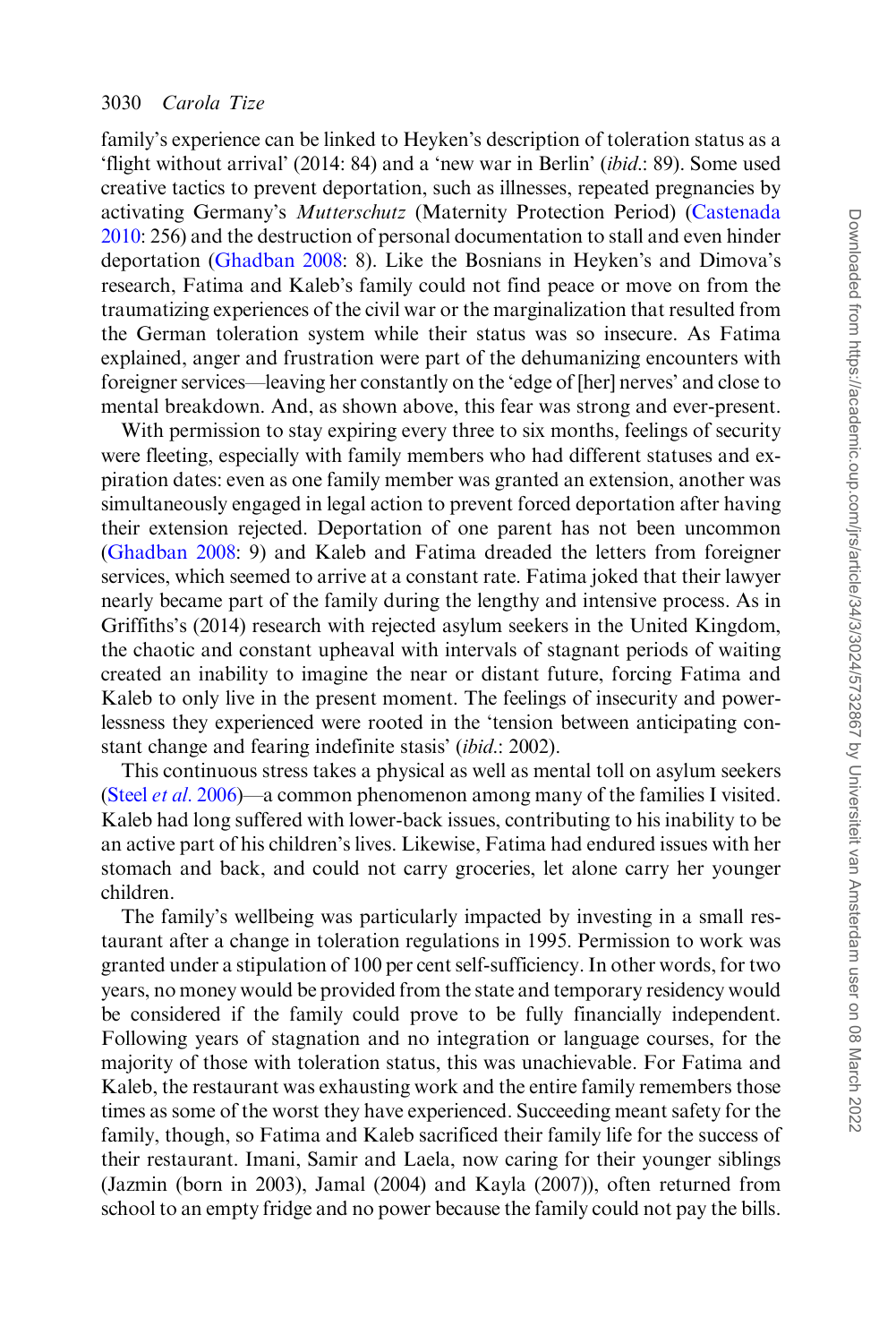family's experience can be linked to Heyken's description of toleration status as a 'flight without arrival' (2014: 84) and a 'new war in Berlin' (*ibid*.: 89). Some used creative tactics to prevent deportation, such as illnesses, repeated pregnancies by activating Germany's *Mutterschutz* (Maternity Protection Period) (Castenada 2010: 256) and the destruction of personal documentation to stall and even hinder deportation (Ghadban 2008: 8). Like the Bosnians in Heyken's and Dimova's research, Fatima and Kaleb's family could not find peace or move on from the traumatizing experiences of the civil war or the marginalization that resulted from the German toleration system while their status was so insecure. As Fatima explained, anger and frustration were part of the dehumanizing encounters with foreigner services—leaving her constantly on the 'edge of [her] nerves' and close to mental breakdown. And, as shown above, this fear was strong and ever-present.

With permission to stay expiring every three to six months, feelings of security were fleeting, especially with family members who had different statuses and expiration dates: even as one family member was granted an extension, another was simultaneously engaged in legal action to prevent forced deportation after having their extension rejected. Deportation of one parent has not been uncommon (Ghadban 2008: 9) and Kaleb and Fatima dreaded the letters from foreigner services, which seemed to arrive at a constant rate. Fatima joked that their lawyer nearly became part of the family during the lengthy and intensive process. As in Griffiths's (2014) research with rejected asylum seekers in the United Kingdom, the chaotic and constant upheaval with intervals of stagnant periods of waiting created an inability to imagine the near or distant future, forcing Fatima and Kaleb to only live in the present moment. The feelings of insecurity and powerlessness they experienced were rooted in the 'tension between anticipating constant change and fearing indefinite stasis' (*ibid*.: 2002).

This continuous stress takes a physical as well as mental toll on asylum seekers (Steel *et al*. 2006)—a common phenomenon among many of the families I visited. Kaleb had long suffered with lower-back issues, contributing to his inability to be an active part of his children's lives. Likewise, Fatima had endured issues with her stomach and back, and could not carry groceries, let alone carry her younger children.

The family's wellbeing was particularly impacted by investing in a small restaurant after a change in toleration regulations in 1995. Permission to work was granted under a stipulation of 100 per cent self-sufficiency. In other words, for two years, no money would be provided from the state and temporary residency would be considered if the family could prove to be fully financially independent. Following years of stagnation and no integration or language courses, for the majority of those with toleration status, this was unachievable. For Fatima and Kaleb, the restaurant was exhausting work and the entire family remembers those times as some of the worst they have experienced. Succeeding meant safety for the family, though, so Fatima and Kaleb sacrificed their family life for the success of their restaurant. Imani, Samir and Laela, now caring for their younger siblings (Jazmin (born in 2003), Jamal (2004) and Kayla (2007)), often returned from school to an empty fridge and no power because the family could not pay the bills.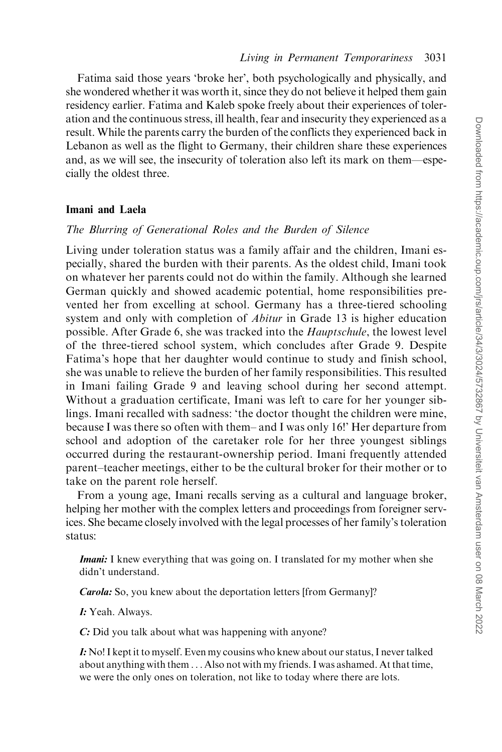Fatima said those years 'broke her', both psychologically and physically, and she wondered whether it was worth it, since they do not believe it helped them gain residency earlier. Fatima and Kaleb spoke freely about their experiences of toleration and the continuous stress, ill health, fear and insecurity they experienced as a result. While the parents carry the burden of the conflicts they experienced back in Lebanon as well as the flight to Germany, their children share these experiences and, as we will see, the insecurity of toleration also left its mark on them—especially the oldest three.

## Imani and Laela

### *The Blurring of Generational Roles and the Burden of Silence*

Living under toleration status was a family affair and the children, Imani especially, shared the burden with their parents. As the oldest child, Imani took on whatever her parents could not do within the family. Although she learned German quickly and showed academic potential, home responsibilities prevented her from excelling at school. Germany has a three-tiered schooling system and only with completion of *Abitur* in Grade 13 is higher education possible. After Grade 6, she was tracked into the *Hauptschule*, the lowest level of the three-tiered school system, which concludes after Grade 9. Despite Fatima's hope that her daughter would continue to study and finish school, she was unable to relieve the burden of her family responsibilities. This resulted in Imani failing Grade 9 and leaving school during her second attempt. Without a graduation certificate, Imani was left to care for her younger siblings. Imani recalled with sadness: 'the doctor thought the children were mine, because I was there so often with them– and I was only 16!' Her departure from school and adoption of the caretaker role for her three youngest siblings occurred during the restaurant-ownership period. Imani frequently attended parent–teacher meetings, either to be the cultural broker for their mother or to take on the parent role herself.

From a young age, Imani recalls serving as a cultural and language broker, helping her mother with the complex letters and proceedings from foreigner services. She became closely involved with the legal processes of her family's toleration status:

> ***Imani:*** I knew everything that was going on. I translated for my mother when she didn't understand.
>
> ***Carola:*** So, you knew about the deportation letters [from Germany]?
>
> ***I:*** Yeah. Always.
>
> ***C:*** Did you talk about what was happening with anyone?
>
> ***I:*** No! I kept it to myself. Even my cousins who knew about our status, I never talked about anything with them ... Also not with my friends. I was ashamed. At that time, we were the only ones on toleration, not like to today where there are lots.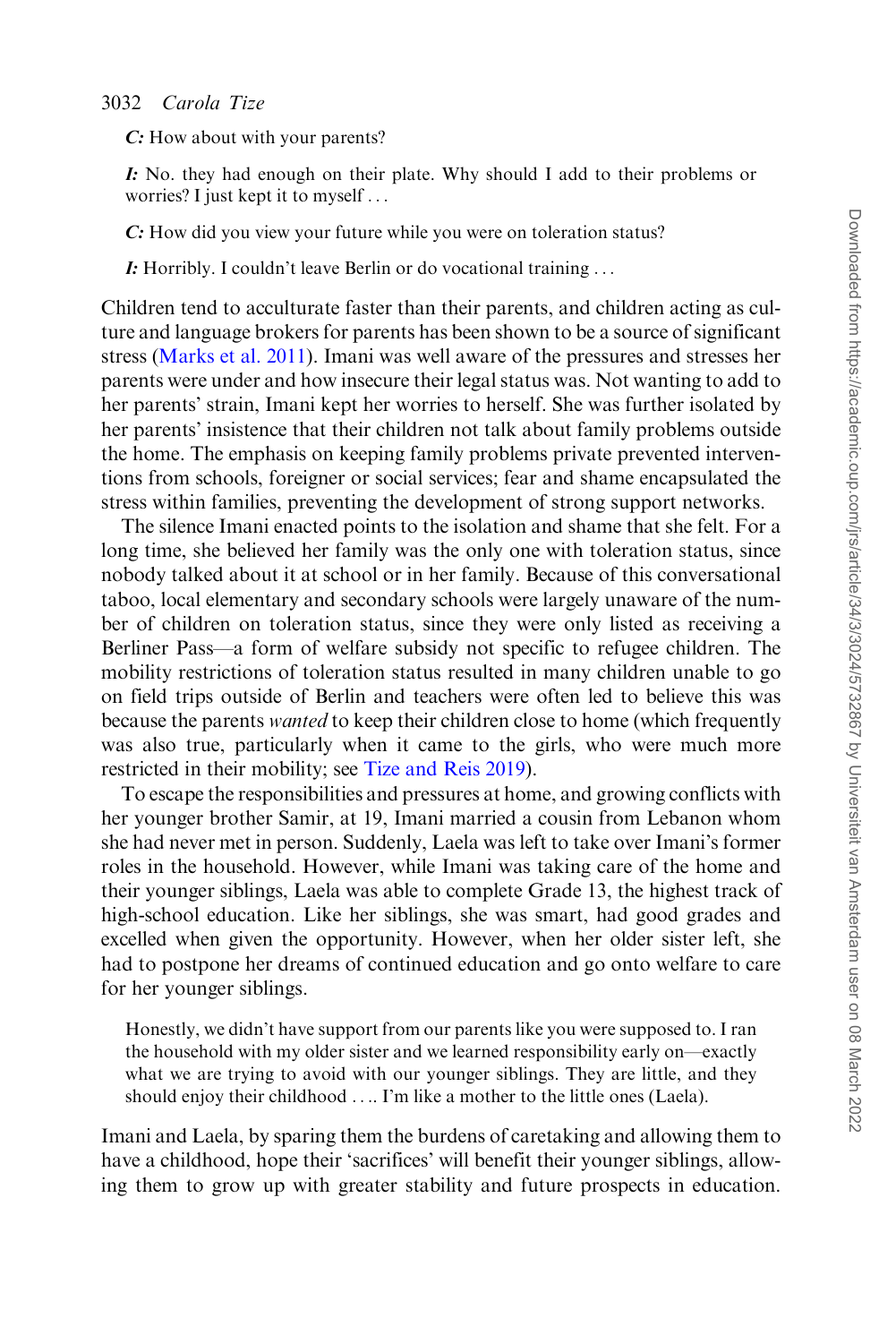*C:* How about with your parents?

*I:* No. they had enough on their plate. Why should I add to their problems or worries? I just kept it to myself . . .

*C:* How did you view your future while you were on toleration status?

*I:* Horribly. I couldn't leave Berlin or do vocational training . . .

Children tend to acculturate faster than their parents, and children acting as culture and language brokers for parents has been shown to be a source of significant stress (Marks et al. 2011). Imani was well aware of the pressures and stresses her parents were under and how insecure their legal status was. Not wanting to add to her parents' strain, Imani kept her worries to herself. She was further isolated by her parents' insistence that their children not talk about family problems outside the home. The emphasis on keeping family problems private prevented interventions from schools, foreigner or social services; fear and shame encapsulated the stress within families, preventing the development of strong support networks.

The silence Imani enacted points to the isolation and shame that she felt. For a long time, she believed her family was the only one with toleration status, since nobody talked about it at school or in her family. Because of this conversational taboo, local elementary and secondary schools were largely unaware of the number of children on toleration status, since they were only listed as receiving a Berliner Pass—a form of welfare subsidy not specific to refugee children. The mobility restrictions of toleration status resulted in many children unable to go on field trips outside of Berlin and teachers were often led to believe this was because the parents *wanted* to keep their children close to home (which frequently was also true, particularly when it came to the girls, who were much more restricted in their mobility; see Tize and Reis 2019).

To escape the responsibilities and pressures at home, and growing conflicts with her younger brother Samir, at 19, Imani married a cousin from Lebanon whom she had never met in person. Suddenly, Laela was left to take over Imani's former roles in the household. However, while Imani was taking care of the home and their younger siblings, Laela was able to complete Grade 13, the highest track of high-school education. Like her siblings, she was smart, had good grades and excelled when given the opportunity. However, when her older sister left, she had to postpone her dreams of continued education and go onto welfare to care for her younger siblings.

> Honestly, we didn't have support from our parents like you were supposed to. I ran the household with my older sister and we learned responsibility early on—exactly what we are trying to avoid with our younger siblings. They are little, and they should enjoy their childhood . . .. I'm like a mother to the little ones (Laela).

Imani and Laela, by sparing them the burdens of caretaking and allowing them to have a childhood, hope their 'sacrifices' will benefit their younger siblings, allowing them to grow up with greater stability and future prospects in education.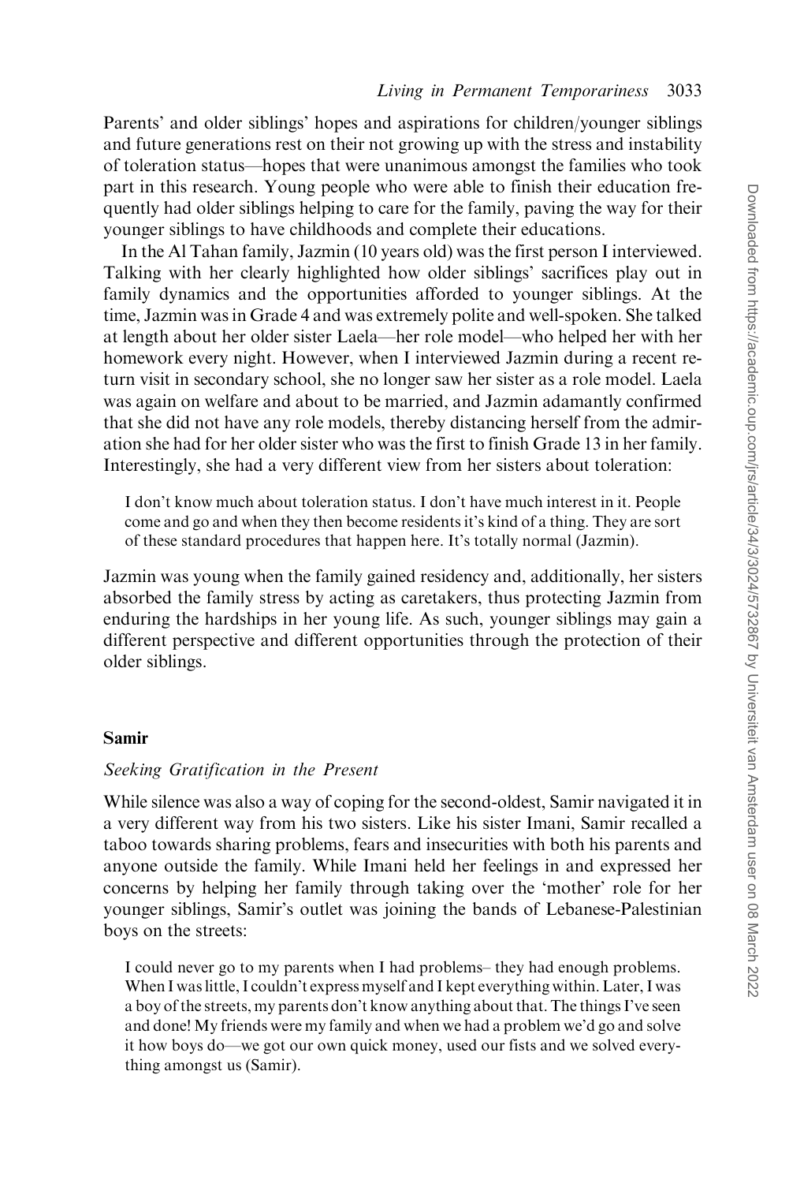Parents' and older siblings' hopes and aspirations for children/younger siblings and future generations rest on their not growing up with the stress and instability of toleration status—hopes that were unanimous amongst the families who took part in this research. Young people who were able to finish their education frequently had older siblings helping to care for the family, paving the way for their younger siblings to have childhoods and complete their educations.

In the Al Tahan family, Jazmin (10 years old) was the first person I interviewed. Talking with her clearly highlighted how older siblings' sacrifices play out in family dynamics and the opportunities afforded to younger siblings. At the time, Jazmin was in Grade 4 and was extremely polite and well-spoken. She talked at length about her older sister Laela—her role model—who helped her with her homework every night. However, when I interviewed Jazmin during a recent return visit in secondary school, she no longer saw her sister as a role model. Laela was again on welfare and about to be married, and Jazmin adamantly confirmed that she did not have any role models, thereby distancing herself from the admiration she had for her older sister who was the first to finish Grade 13 in her family. Interestingly, she had a very different view from her sisters about toleration:

> I don't know much about toleration status. I don't have much interest in it. People come and go and when they then become residents it's kind of a thing. They are sort of these standard procedures that happen here. It's totally normal (Jazmin).

Jazmin was young when the family gained residency and, additionally, her sisters absorbed the family stress by acting as caretakers, thus protecting Jazmin from enduring the hardships in her young life. As such, younger siblings may gain a different perspective and different opportunities through the protection of their older siblings.

### Samir

*Seeking Gratification in the Present*

While silence was also a way of coping for the second-oldest, Samir navigated it in a very different way from his two sisters. Like his sister Imani, Samir recalled a taboo towards sharing problems, fears and insecurities with both his parents and anyone outside the family. While Imani held her feelings in and expressed her concerns by helping her family through taking over the 'mother' role for her younger siblings, Samir's outlet was joining the bands of Lebanese-Palestinian boys on the streets:

> I could never go to my parents when I had problems– they had enough problems. When I was little, I couldn't express myself and I kept everything within. Later, I was a boy of the streets, my parents don't know anything about that. The things I've seen and done! My friends were my family and when we had a problem we'd go and solve it how boys do—we got our own quick money, used our fists and we solved everything amongst us (Samir).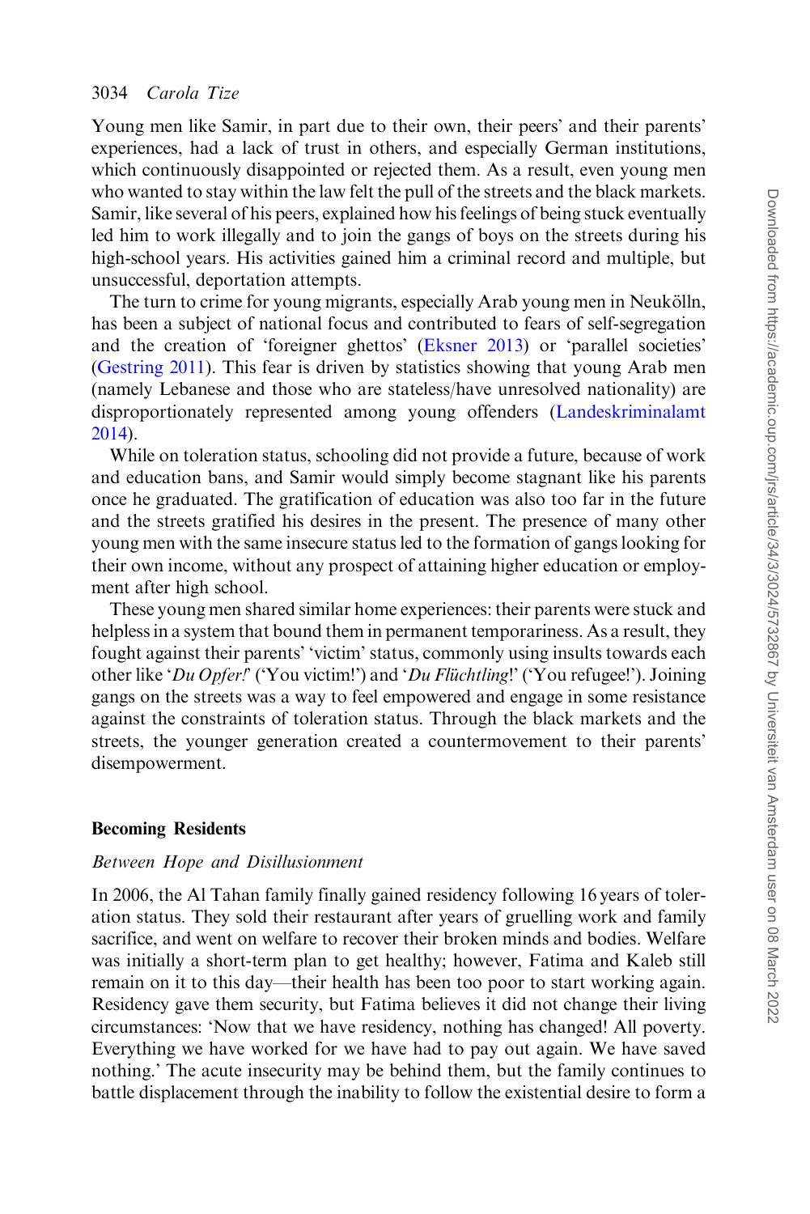Young men like Samir, in part due to their own, their peers' and their parents' experiences, had a lack of trust in others, and especially German institutions, which continuously disappointed or rejected them. As a result, even young men who wanted to stay within the law felt the pull of the streets and the black markets. Samir, like several of his peers, explained how his feelings of being stuck eventually led him to work illegally and to join the gangs of boys on the streets during his high-school years. His activities gained him a criminal record and multiple, but unsuccessful, deportation attempts.

The turn to crime for young migrants, especially Arab young men in Neukölln, has been a subject of national focus and contributed to fears of self-segregation and the creation of 'foreigner ghettos' (Eksner 2013) or 'parallel societies' (Gestring 2011). This fear is driven by statistics showing that young Arab men (namely Lebanese and those who are stateless/have unresolved nationality) are disproportionately represented among young offenders (Landeskriminalamt 2014).

While on toleration status, schooling did not provide a future, because of work and education bans, and Samir would simply become stagnant like his parents once he graduated. The gratification of education was also too far in the future and the streets gratified his desires in the present. The presence of many other young men with the same insecure status led to the formation of gangs looking for their own income, without any prospect of attaining higher education or employment after high school.

These young men shared similar home experiences: their parents were stuck and helpless in a system that bound them in permanent temporariness. As a result, they fought against their parents' 'victim' status, commonly using insults towards each other like '*Du Opfer!*' ('You victim!') and '*Du Flüchtling*!' ('You refugee!'). Joining gangs on the streets was a way to feel empowered and engage in some resistance against the constraints of toleration status. Through the black markets and the streets, the younger generation created a countermovement to their parents' disempowerment.

## Becoming Residents

### *Between Hope and Disillusionment*

In 2006, the Al Tahan family finally gained residency following 16 years of toleration status. They sold their restaurant after years of gruelling work and family sacrifice, and went on welfare to recover their broken minds and bodies. Welfare was initially a short-term plan to get healthy; however, Fatima and Kaleb still remain on it to this day—their health has been too poor to start working again. Residency gave them security, but Fatima believes it did not change their living circumstances: 'Now that we have residency, nothing has changed! All poverty. Everything we have worked for we have had to pay out again. We have saved nothing.' The acute insecurity may be behind them, but the family continues to battle displacement through the inability to follow the existential desire to form a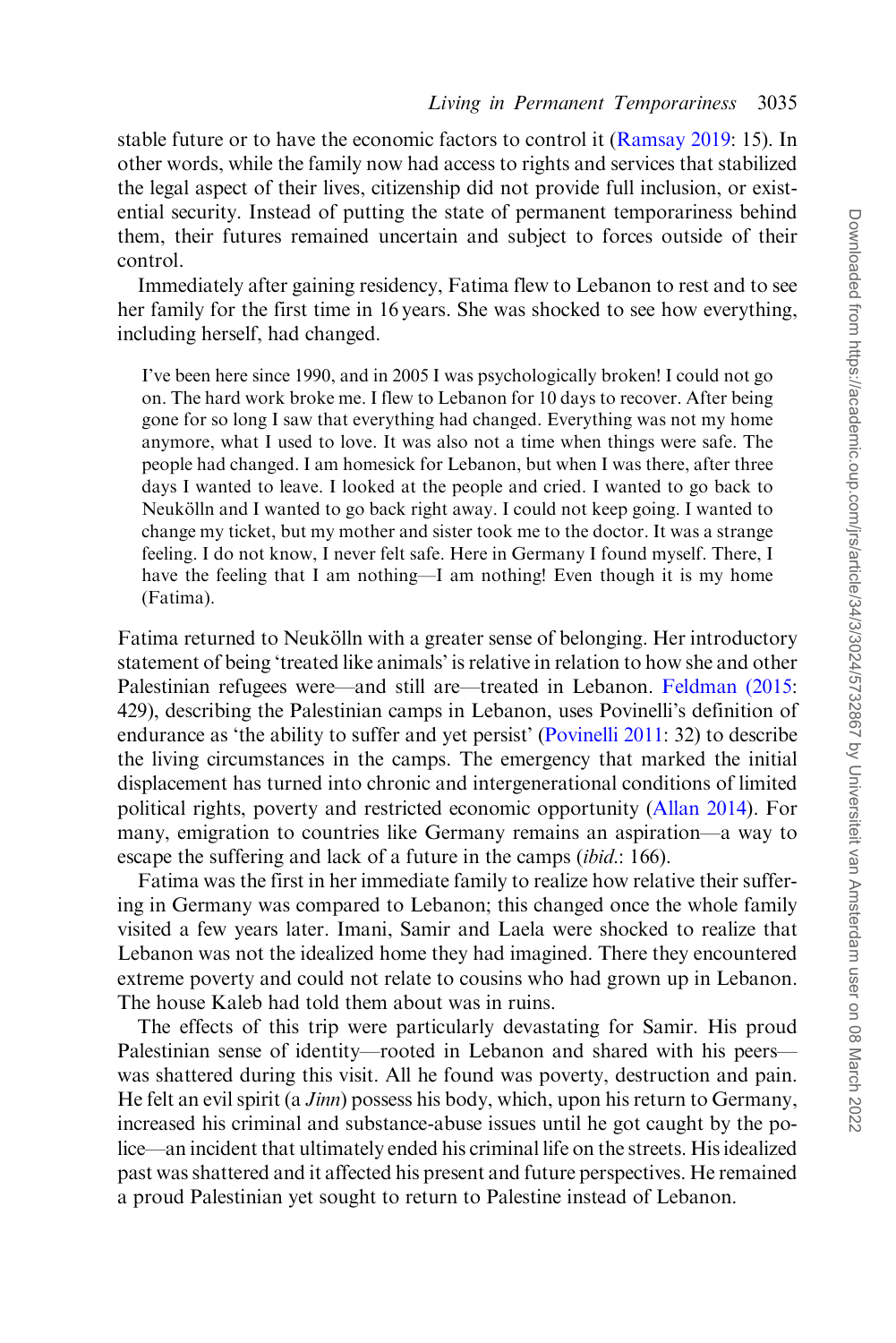stable future or to have the economic factors to control it (Ramsay 2019: 15). In other words, while the family now had access to rights and services that stabilized the legal aspect of their lives, citizenship did not provide full inclusion, or existential security. Instead of putting the state of permanent temporariness behind them, their futures remained uncertain and subject to forces outside of their control.

Immediately after gaining residency, Fatima flew to Lebanon to rest and to see her family for the first time in 16 years. She was shocked to see how everything, including herself, had changed.

> I've been here since 1990, and in 2005 I was psychologically broken! I could not go on. The hard work broke me. I flew to Lebanon for 10 days to recover. After being gone for so long I saw that everything had changed. Everything was not my home anymore, what I used to love. It was also not a time when things were safe. The people had changed. I am homesick for Lebanon, but when I was there, after three days I wanted to leave. I looked at the people and cried. I wanted to go back to Neukölln and I wanted to go back right away. I could not keep going. I wanted to change my ticket, but my mother and sister took me to the doctor. It was a strange feeling. I do not know, I never felt safe. Here in Germany I found myself. There, I have the feeling that I am nothing—I am nothing! Even though it is my home (Fatima).

Fatima returned to Neukölln with a greater sense of belonging. Her introductory statement of being 'treated like animals' is relative in relation to how she and other Palestinian refugees were—and still are—treated in Lebanon. Feldman (2015: 429), describing the Palestinian camps in Lebanon, uses Povinelli's definition of endurance as 'the ability to suffer and yet persist' (Povinelli 2011: 32) to describe the living circumstances in the camps. The emergency that marked the initial displacement has turned into chronic and intergenerational conditions of limited political rights, poverty and restricted economic opportunity (Allan 2014). For many, emigration to countries like Germany remains an aspiration—a way to escape the suffering and lack of a future in the camps (*ibid.*: 166).

Fatima was the first in her immediate family to realize how relative their suffering in Germany was compared to Lebanon; this changed once the whole family visited a few years later. Imani, Samir and Laela were shocked to realize that Lebanon was not the idealized home they had imagined. There they encountered extreme poverty and could not relate to cousins who had grown up in Lebanon. The house Kaleb had told them about was in ruins.

The effects of this trip were particularly devastating for Samir. His proud Palestinian sense of identity—rooted in Lebanon and shared with his peers—was shattered during this visit. All he found was poverty, destruction and pain. He felt an evil spirit (a *Jinn*) possess his body, which, upon his return to Germany, increased his criminal and substance-abuse issues until he got caught by the police—an incident that ultimately ended his criminal life on the streets. His idealized past was shattered and it affected his present and future perspectives. He remained a proud Palestinian yet sought to return to Palestine instead of Lebanon.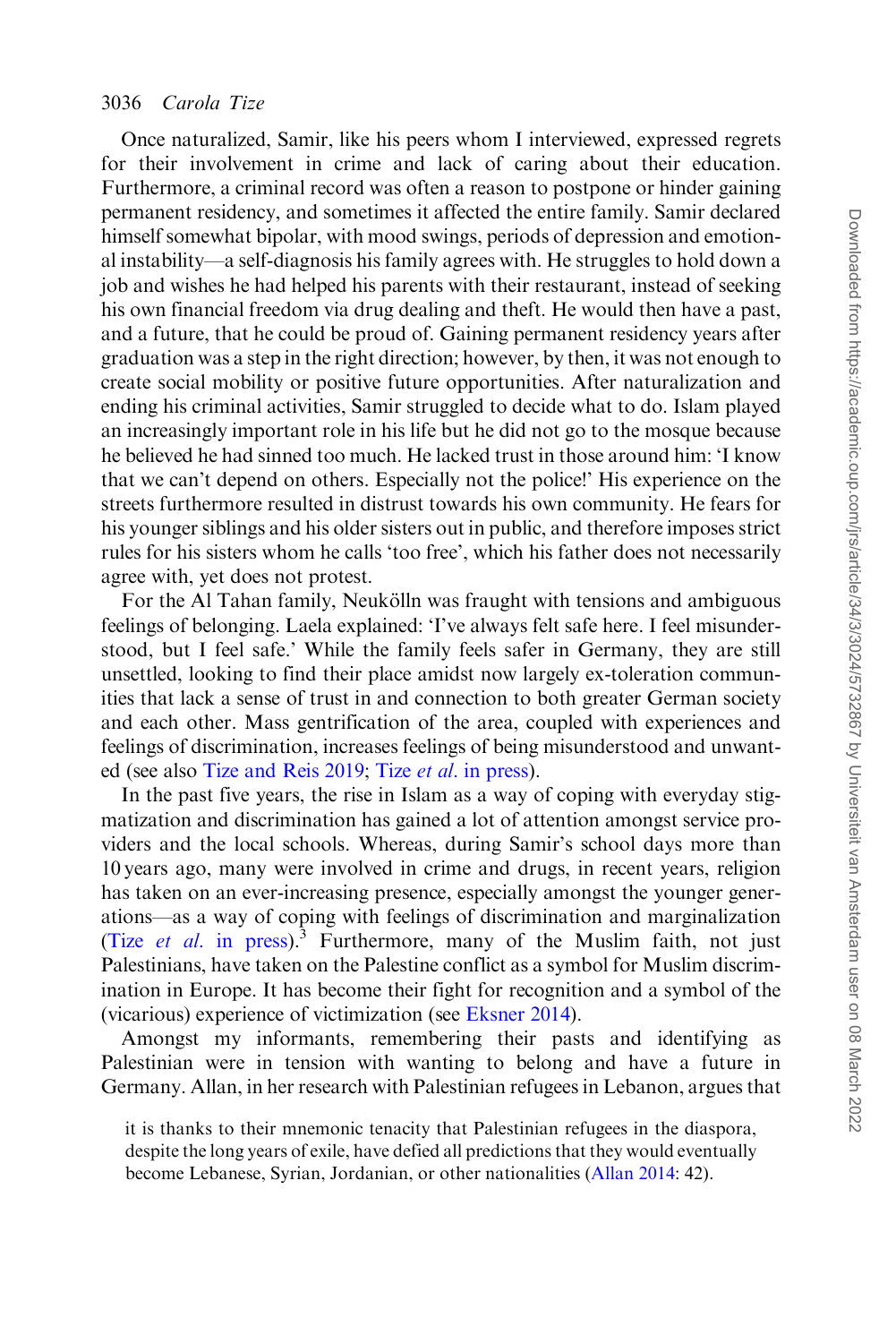Once naturalized, Samir, like his peers whom I interviewed, expressed regrets for their involvement in crime and lack of caring about their education. Furthermore, a criminal record was often a reason to postpone or hinder gaining permanent residency, and sometimes it affected the entire family. Samir declared himself somewhat bipolar, with mood swings, periods of depression and emotional instability—a self-diagnosis his family agrees with. He struggles to hold down a job and wishes he had helped his parents with their restaurant, instead of seeking his own financial freedom via drug dealing and theft. He would then have a past, and a future, that he could be proud of. Gaining permanent residency years after graduation was a step in the right direction; however, by then, it was not enough to create social mobility or positive future opportunities. After naturalization and ending his criminal activities, Samir struggled to decide what to do. Islam played an increasingly important role in his life but he did not go to the mosque because he believed he had sinned too much. He lacked trust in those around him: 'I know that we can't depend on others. Especially not the police!' His experience on the streets furthermore resulted in distrust towards his own community. He fears for his younger siblings and his older sisters out in public, and therefore imposes strict rules for his sisters whom he calls 'too free', which his father does not necessarily agree with, yet does not protest.

For the Al Tahan family, Neukölln was fraught with tensions and ambiguous feelings of belonging. Laela explained: 'I've always felt safe here. I feel misunderstood, but I feel safe.' While the family feels safer in Germany, they are still unsettled, looking to find their place amidst now largely ex-toleration communities that lack a sense of trust in and connection to both greater German society and each other. Mass gentrification of the area, coupled with experiences and feelings of discrimination, increases feelings of being misunderstood and unwanted (see also Tize and Reis 2019; Tize *et al.* in press).

In the past five years, the rise in Islam as a way of coping with everyday stigmatization and discrimination has gained a lot of attention amongst service providers and the local schools. Whereas, during Samir's school days more than 10 years ago, many were involved in crime and drugs, in recent years, religion has taken on an ever-increasing presence, especially amongst the younger generations—as a way of coping with feelings of discrimination and marginalization (Tize *et al.* in press).[3] Furthermore, many of the Muslim faith, not just Palestinians, have taken on the Palestine conflict as a symbol for Muslim discrimination in Europe. It has become their fight for recognition and a symbol of the (vicarious) experience of victimization (see Eksner 2014).

Amongst my informants, remembering their pasts and identifying as Palestinian were in tension with wanting to belong and have a future in Germany. Allan, in her research with Palestinian refugees in Lebanon, argues that

> it is thanks to their mnemonic tenacity that Palestinian refugees in the diaspora, despite the long years of exile, have defied all predictions that they would eventually become Lebanese, Syrian, Jordanian, or other nationalities (Allan 2014: 42).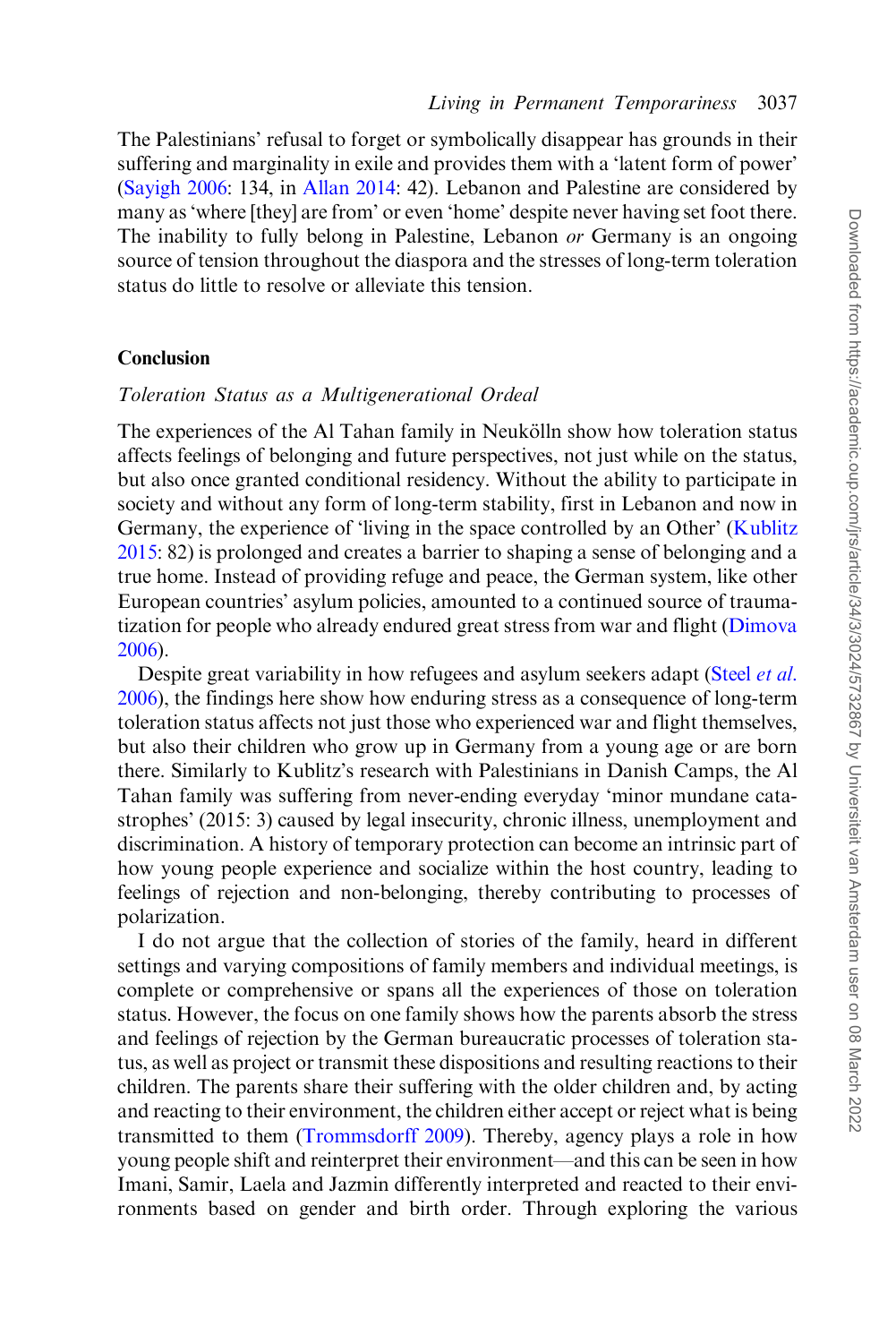The Palestinians' refusal to forget or symbolically disappear has grounds in their suffering and marginality in exile and provides them with a 'latent form of power' (Sayigh 2006: 134, in Allan 2014: 42). Lebanon and Palestine are considered by many as 'where [they] are from' or even 'home' despite never having set foot there. The inability to fully belong in Palestine, Lebanon *or* Germany is an ongoing source of tension throughout the diaspora and the stresses of long-term toleration status do little to resolve or alleviate this tension.

## Conclusion

### *Toleration Status as a Multigenerational Ordeal*

The experiences of the Al Tahan family in Neukölln show how toleration status affects feelings of belonging and future perspectives, not just while on the status, but also once granted conditional residency. Without the ability to participate in society and without any form of long-term stability, first in Lebanon and now in Germany, the experience of 'living in the space controlled by an Other' (Kublitz 2015: 82) is prolonged and creates a barrier to shaping a sense of belonging and a true home. Instead of providing refuge and peace, the German system, like other European countries' asylum policies, amounted to a continued source of traumatization for people who already endured great stress from war and flight (Dimova 2006).

Despite great variability in how refugees and asylum seekers adapt (Steel *et al.* 2006), the findings here show how enduring stress as a consequence of long-term toleration status affects not just those who experienced war and flight themselves, but also their children who grow up in Germany from a young age or are born there. Similarly to Kublitz's research with Palestinians in Danish Camps, the Al Tahan family was suffering from never-ending everyday 'minor mundane catastrophes' (2015: 3) caused by legal insecurity, chronic illness, unemployment and discrimination. A history of temporary protection can become an intrinsic part of how young people experience and socialize within the host country, leading to feelings of rejection and non-belonging, thereby contributing to processes of polarization.

I do not argue that the collection of stories of the family, heard in different settings and varying compositions of family members and individual meetings, is complete or comprehensive or spans all the experiences of those on toleration status. However, the focus on one family shows how the parents absorb the stress and feelings of rejection by the German bureaucratic processes of toleration status, as well as project or transmit these dispositions and resulting reactions to their children. The parents share their suffering with the older children and, by acting and reacting to their environment, the children either accept or reject what is being transmitted to them (Trommsdorff 2009). Thereby, agency plays a role in how young people shift and reinterpret their environment—and this can be seen in how Imani, Samir, Laela and Jazmin differently interpreted and reacted to their environments based on gender and birth order. Through exploring the various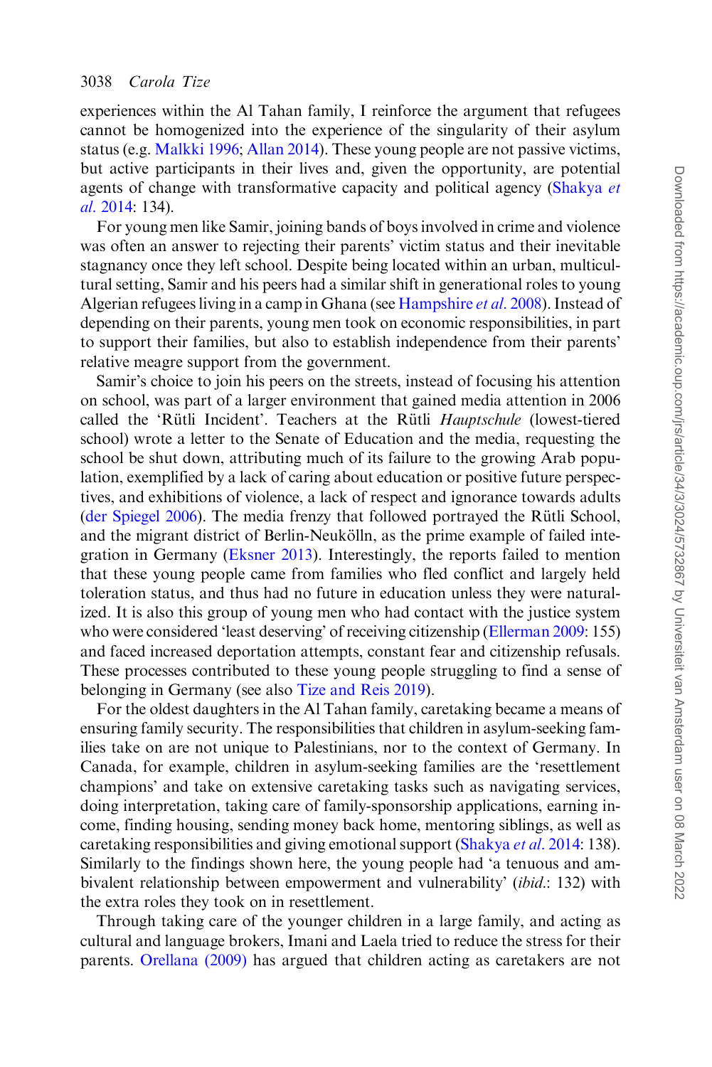experiences within the Al Tahan family, I reinforce the argument that refugees cannot be homogenized into the experience of the singularity of their asylum status (e.g. Malkki 1996; Allan 2014). These young people are not passive victims, but active participants in their lives and, given the opportunity, are potential agents of change with transformative capacity and political agency (Shakya *et al.* 2014: 134).

For young men like Samir, joining bands of boys involved in crime and violence was often an answer to rejecting their parents' victim status and their inevitable stagnancy once they left school. Despite being located within an urban, multicultural setting, Samir and his peers had a similar shift in generational roles to young Algerian refugees living in a camp in Ghana (see Hampshire *et al.* 2008). Instead of depending on their parents, young men took on economic responsibilities, in part to support their families, but also to establish independence from their parents' relative meagre support from the government.

Samir's choice to join his peers on the streets, instead of focusing his attention on school, was part of a larger environment that gained media attention in 2006 called the 'Rütli Incident'. Teachers at the Rütli *Hauptschule* (lowest-tiered school) wrote a letter to the Senate of Education and the media, requesting the school be shut down, attributing much of its failure to the growing Arab population, exemplified by a lack of caring about education or positive future perspectives, and exhibitions of violence, a lack of respect and ignorance towards adults (der Spiegel 2006). The media frenzy that followed portrayed the Rütli School, and the migrant district of Berlin-Neukölln, as the prime example of failed integration in Germany (Eksner 2013). Interestingly, the reports failed to mention that these young people came from families who fled conflict and largely held toleration status, and thus had no future in education unless they were naturalized. It is also this group of young men who had contact with the justice system who were considered 'least deserving' of receiving citizenship (Ellerman 2009: 155) and faced increased deportation attempts, constant fear and citizenship refusals. These processes contributed to these young people struggling to find a sense of belonging in Germany (see also Tize and Reis 2019).

For the oldest daughters in the Al Tahan family, caretaking became a means of ensuring family security. The responsibilities that children in asylum-seeking families take on are not unique to Palestinians, nor to the context of Germany. In Canada, for example, children in asylum-seeking families are the 'resettlement champions' and take on extensive caretaking tasks such as navigating services, doing interpretation, taking care of family-sponsorship applications, earning income, finding housing, sending money back home, mentoring siblings, as well as caretaking responsibilities and giving emotional support (Shakya *et al.* 2014: 138). Similarly to the findings shown here, the young people had 'a tenuous and ambivalent relationship between empowerment and vulnerability' (*ibid.*: 132) with the extra roles they took on in resettlement.

Through taking care of the younger children in a large family, and acting as cultural and language brokers, Imani and Laela tried to reduce the stress for their parents. Orellana (2009) has argued that children acting as caretakers are not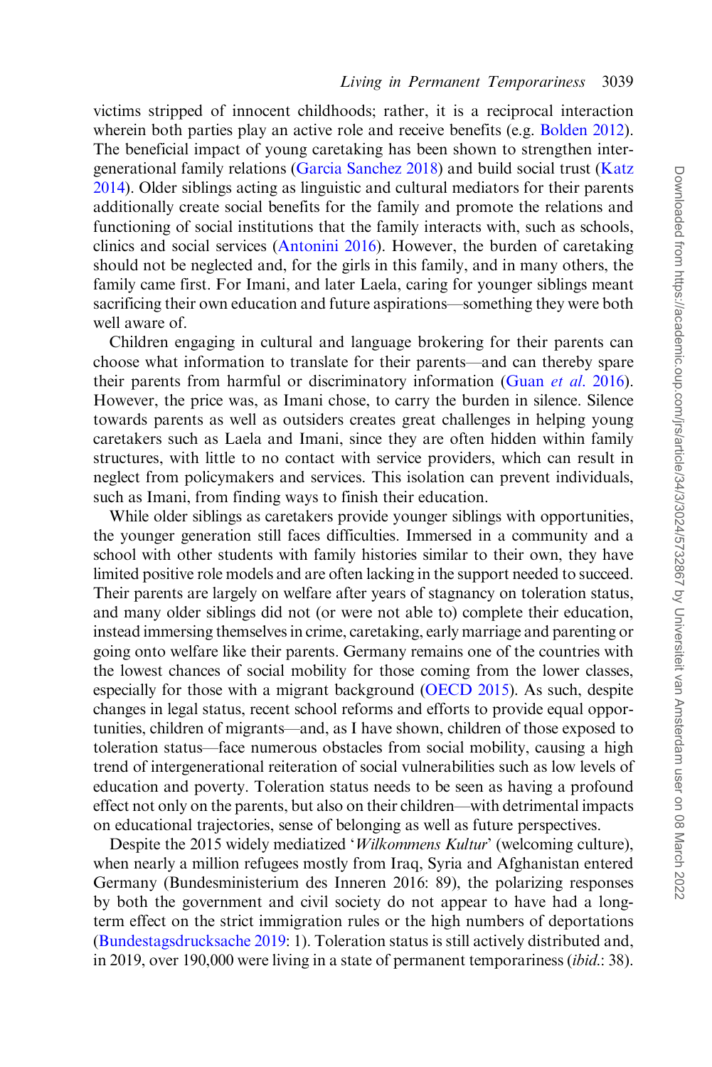victims stripped of innocent childhoods; rather, it is a reciprocal interaction wherein both parties play an active role and receive benefits (e.g. Bolden 2012). The beneficial impact of young caretaking has been shown to strengthen intergenerational family relations (Garcia Sanchez 2018) and build social trust (Katz 2014). Older siblings acting as linguistic and cultural mediators for their parents additionally create social benefits for the family and promote the relations and functioning of social institutions that the family interacts with, such as schools, clinics and social services (Antonini 2016). However, the burden of caretaking should not be neglected and, for the girls in this family, and in many others, the family came first. For Imani, and later Laela, caring for younger siblings meant sacrificing their own education and future aspirations—something they were both well aware of.

Children engaging in cultural and language brokering for their parents can choose what information to translate for their parents—and can thereby spare their parents from harmful or discriminatory information (Guan *et al.* 2016). However, the price was, as Imani chose, to carry the burden in silence. Silence towards parents as well as outsiders creates great challenges in helping young caretakers such as Laela and Imani, since they are often hidden within family structures, with little to no contact with service providers, which can result in neglect from policymakers and services. This isolation can prevent individuals, such as Imani, from finding ways to finish their education.

While older siblings as caretakers provide younger siblings with opportunities, the younger generation still faces difficulties. Immersed in a community and a school with other students with family histories similar to their own, they have limited positive role models and are often lacking in the support needed to succeed. Their parents are largely on welfare after years of stagnancy on toleration status, and many older siblings did not (or were not able to) complete their education, instead immersing themselves in crime, caretaking, early marriage and parenting or going onto welfare like their parents. Germany remains one of the countries with the lowest chances of social mobility for those coming from the lower classes, especially for those with a migrant background (OECD 2015). As such, despite changes in legal status, recent school reforms and efforts to provide equal opportunities, children of migrants—and, as I have shown, children of those exposed to toleration status—face numerous obstacles from social mobility, causing a high trend of intergenerational reiteration of social vulnerabilities such as low levels of education and poverty. Toleration status needs to be seen as having a profound effect not only on the parents, but also on their children—with detrimental impacts on educational trajectories, sense of belonging as well as future perspectives.

Despite the 2015 widely mediatized '*Wilkommens Kultur*' (welcoming culture), when nearly a million refugees mostly from Iraq, Syria and Afghanistan entered Germany (Bundesministerium des Inneren 2016: 89), the polarizing responses by both the government and civil society do not appear to have had a long-term effect on the strict immigration rules or the high numbers of deportations (Bundestagsdrucksache 2019: 1). Toleration status is still actively distributed and, in 2019, over 190,000 were living in a state of permanent temporariness (*ibid.*: 38).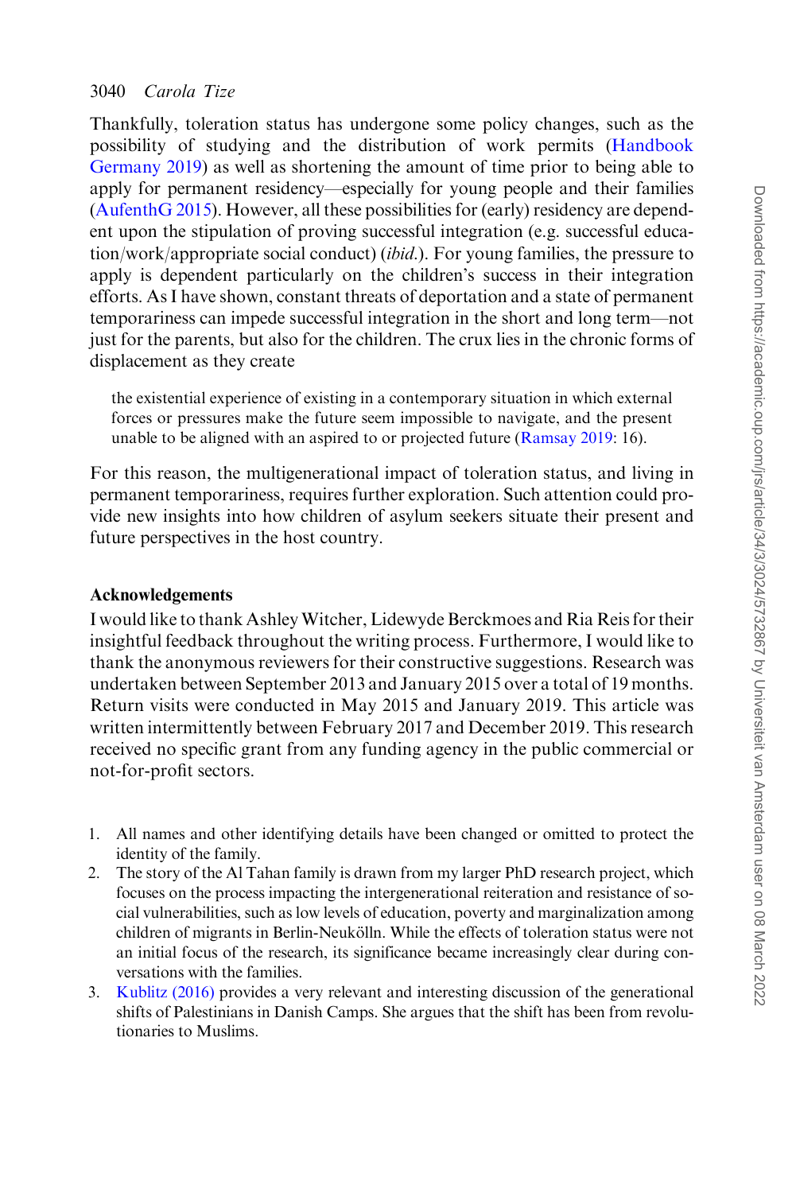Thankfully, toleration status has undergone some policy changes, such as the possibility of studying and the distribution of work permits (Handbook Germany 2019) as well as shortening the amount of time prior to being able to apply for permanent residency—especially for young people and their families (AufenthG 2015). However, all these possibilities for (early) residency are dependent upon the stipulation of proving successful integration (e.g. successful education/work/appropriate social conduct) (*ibid.*). For young families, the pressure to apply is dependent particularly on the children's success in their integration efforts. As I have shown, constant threats of deportation and a state of permanent temporariness can impede successful integration in the short and long term—not just for the parents, but also for the children. The crux lies in the chronic forms of displacement as they create

> the existential experience of existing in a contemporary situation in which external forces or pressures make the future seem impossible to navigate, and the present unable to be aligned with an aspired to or projected future (Ramsay 2019: 16).

For this reason, the multigenerational impact of toleration status, and living in permanent temporariness, requires further exploration. Such attention could provide new insights into how children of asylum seekers situate their present and future perspectives in the host country.

## Acknowledgements

I would like to thank Ashley Witcher, Lidewyde Berckmoes and Ria Reis for their insightful feedback throughout the writing process. Furthermore, I would like to thank the anonymous reviewers for their constructive suggestions. Research was undertaken between September 2013 and January 2015 over a total of 19 months. Return visits were conducted in May 2015 and January 2019. This article was written intermittently between February 2017 and December 2019. This research received no specific grant from any funding agency in the public commercial or not-for-profit sectors.

1. All names and other identifying details have been changed or omitted to protect the identity of the family.
2. The story of the Al Tahan family is drawn from my larger PhD research project, which focuses on the process impacting the intergenerational reiteration and resistance of social vulnerabilities, such as low levels of education, poverty and marginalization among children of migrants in Berlin-Neukölln. While the effects of toleration status were not an initial focus of the research, its significance became increasingly clear during conversations with the families.
3. Kublitz (2016) provides a very relevant and interesting discussion of the generational shifts of Palestinians in Danish Camps. She argues that the shift has been from revolutionaries to Muslims.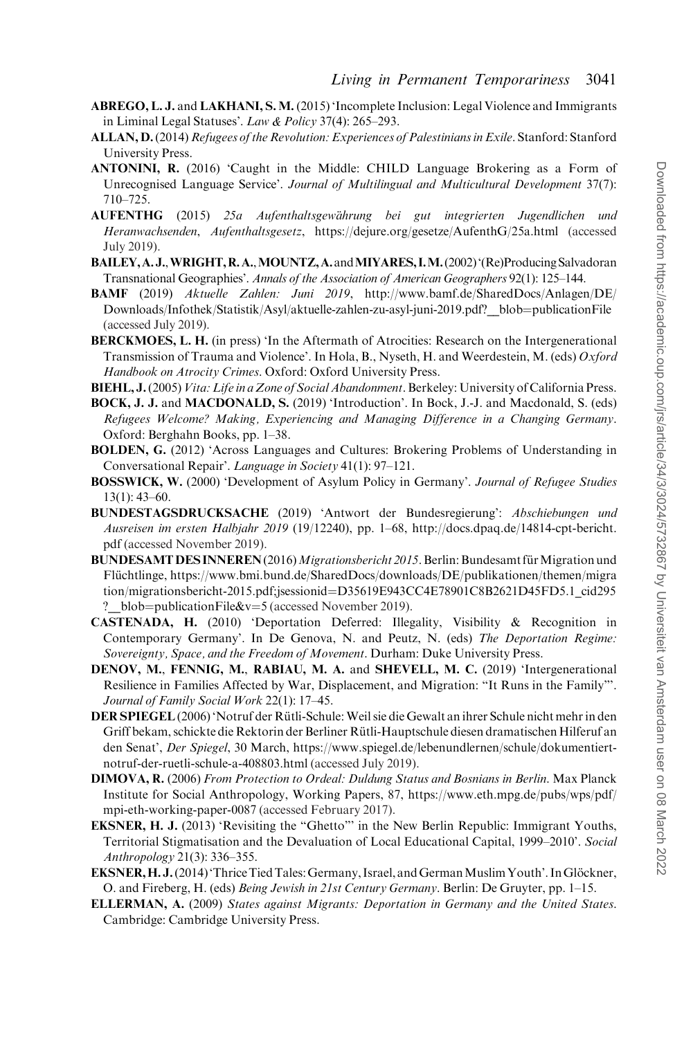**ABREGO, L. J.** and **LAKHANI, S. M.** (2015) 'Incomplete Inclusion: Legal Violence and Immigrants in Liminal Legal Statuses'. *Law & Policy* 37(4): 265–293.

**ALLAN, D.** (2014) *Refugees of the Revolution: Experiences of Palestinians in Exile*. Stanford: Stanford University Press.

**ANTONINI, R.** (2016) 'Caught in the Middle: CHILD Language Brokering as a Form of Unrecognised Language Service'. *Journal of Multilingual and Multicultural Development* 37(7): 710–725.

**AUFENTHG** (2015) *25a Aufenthaltsgewährung bei gut integrierten Jugendlichen und Heranwachsenden*, *Aufenthaltsgesetz*, https://dejure.org/gesetze/AufenthG/25a.html (accessed July 2019).

**BAILEY, A. J., WRIGHT, R. A., MOUNTZ, A.** and **MIYARES, I. M.** (2002) '(Re)Producing Salvadoran Transnational Geographies'. *Annals of the Association of American Geographers* 92(1): 125–144.

**BAMF** (2019) *Aktuelle Zahlen: Juni 2019*, http://www.bamf.de/SharedDocs/Anlagen/DE/Downloads/Infothek/Statistik/Asyl/aktuelle-zahlen-zu-asyl-juni-2019.pdf?__blob=publicationFile (accessed July 2019).

**BERCKMOES, L. H.** (in press) 'In the Aftermath of Atrocities: Research on the Intergenerational Transmission of Trauma and Violence'. In Hola, B., Nyseth, H. and Weerdestein, M. (eds) *Oxford Handbook on Atrocity Crimes*. Oxford: Oxford University Press.

**BIEHL, J.** (2005) *Vita: Life in a Zone of Social Abandonment*. Berkeley: University of California Press.

**BOCK, J. J.** and **MACDONALD, S.** (2019) 'Introduction'. In Bock, J.-J. and Macdonald, S. (eds) *Refugees Welcome? Making, Experiencing and Managing Difference in a Changing Germany*. Oxford: Berghahn Books, pp. 1–38.

**BOLDEN, G.** (2012) 'Across Languages and Cultures: Brokering Problems of Understanding in Conversational Repair'. *Language in Society* 41(1): 97–121.

**BOSSWICK, W.** (2000) 'Development of Asylum Policy in Germany'. *Journal of Refugee Studies* 13(1): 43–60.

**BUNDESTAGSDRUCKSACHE** (2019) 'Antwort der Bundesregierung': *Abschiebungen und Ausreisen im ersten Halbjahr 2019* (19/12240), pp. 1–68, http://docs.dpaq.de/14814-cpt-bericht.pdf (accessed November 2019).

**BUNDESAMT DES INNEREN** (2016) *Migrationsbericht 2015*. Berlin: Bundesamt für Migration und Flüchtlinge, https://www.bmi.bund.de/SharedDocs/downloads/DE/publikationen/themen/migration/migrationsbericht-2015.pdf;jsessionid=D35619E943CC4E78901C8B2621D45FD5.1_cid295?__blob=publicationFile&v=5 (accessed November 2019).

**CASTENADA, H.** (2010) 'Deportation Deferred: Illegality, Visibility & Recognition in Contemporary Germany'. In De Genova, N. and Peutz, N. (eds) *The Deportation Regime: Sovereignty, Space, and the Freedom of Movement*. Durham: Duke University Press.

**DENOV, M., FENNIG, M., RABIAU, M. A.** and **SHEVELL, M. C.** (2019) 'Intergenerational Resilience in Families Affected by War, Displacement, and Migration: "It Runs in the Family"'. *Journal of Family Social Work* 22(1): 17–45.

**DER SPIEGEL** (2006) 'Notruf der Rütli-Schule: Weil sie die Gewalt an ihrer Schule nicht mehr in den Griff bekam, schickte die Rektorin der Berliner Rütli-Hauptschule diesen dramatischen Hilferuf an den Senat', *Der Spiegel*, 30 March, https://www.spiegel.de/lebenundlernen/schule/dokumentiert-notruf-der-ruetli-schule-a-408803.html (accessed July 2019).

**DIMOVA, R.** (2006) *From Protection to Ordeal: Duldung Status and Bosnians in Berlin*. Max Planck Institute for Social Anthropology, Working Papers, 87, https://www.eth.mpg.de/pubs/wps/pdf/mpi-eth-working-paper-0087 (accessed February 2017).

**EKSNER, H. J.** (2013) 'Revisiting the "Ghetto"' in the New Berlin Republic: Immigrant Youths, Territorial Stigmatisation and the Devaluation of Local Educational Capital, 1999–2010'. *Social Anthropology* 21(3): 336–355.

**EKSNER, H. J.** (2014) 'Thrice Tied Tales: Germany, Israel, and German Muslim Youth'. In Glöckner, O. and Fireberg, H. (eds) *Being Jewish in 21st Century Germany*. Berlin: De Gruyter, pp. 1–15.

**ELLERMAN, A.** (2009) *States against Migrants: Deportation in Germany and the United States*. Cambridge: Cambridge University Press.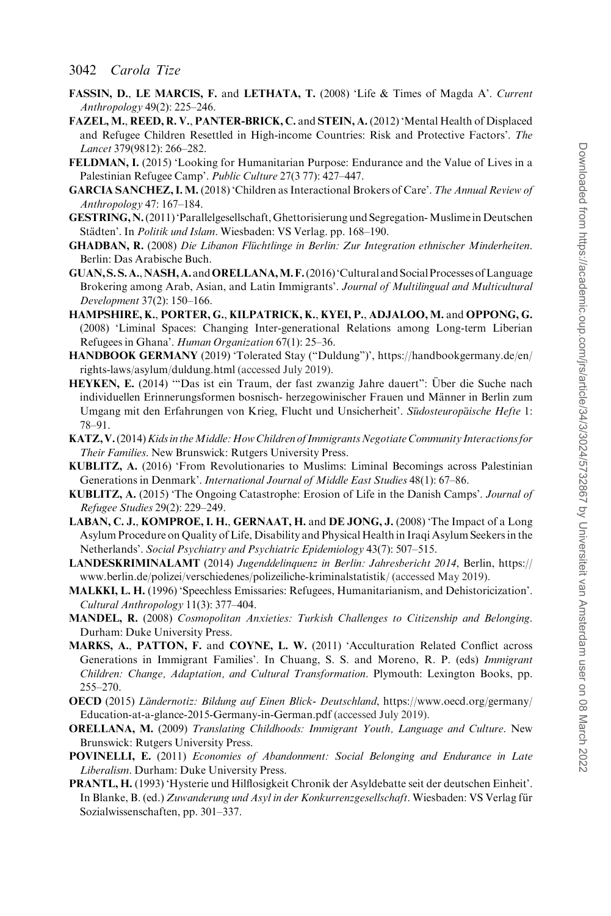**FASSIN, D.**, **LE MARCIS, F.** and **LETHATA, T.** (2008) 'Life & Times of Magda A'. *Current Anthropology* 49(2): 225–246.

**FAZEL, M.**, **REED, R. V.**, **PANTER-BRICK, C.** and **STEIN, A.** (2012) 'Mental Health of Displaced and Refugee Children Resettled in High-income Countries: Risk and Protective Factors'. *The Lancet* 379(9812): 266–282.

**FELDMAN, I.** (2015) 'Looking for Humanitarian Purpose: Endurance and the Value of Lives in a Palestinian Refugee Camp'. *Public Culture* 27(3 77): 427–447.

**GARCIA SANCHEZ, I. M.** (2018) 'Children as Interactional Brokers of Care'. *The Annual Review of Anthropology* 47: 167–184.

**GESTRING, N.** (2011) 'Parallelgesellschaft, Ghettorisierung und Segregation- Muslime in Deutschen Städten'. In *Politik und Islam*. Wiesbaden: VS Verlag. pp. 168–190.

**GHADBAN, R.** (2008) *Die Libanon Flüchtlinge in Berlin: Zur Integration ethnischer Minderheiten*. Berlin: Das Arabische Buch.

**GUAN, S. S. A.**, **NASH, A.** and **ORELLANA, M. F.** (2016) 'Cultural and Social Processes of Language Brokering among Arab, Asian, and Latin Immigrants'. *Journal of Multilingual and Multicultural Development* 37(2): 150–166.

**HAMPSHIRE, K.**, **PORTER, G.**, **KILPATRICK, K.**, **KYEI, P.**, **ADJALOO, M.** and **OPPONG, G.** (2008) 'Liminal Spaces: Changing Inter-generational Relations among Long-term Liberian Refugees in Ghana'. *Human Organization* 67(1): 25–36.

**HANDBOOK GERMANY** (2019) 'Tolerated Stay ("Duldung")', https://handbookgermany.de/en/rights-laws/asylum/duldung.html (accessed July 2019).

**HEYKEN, E.** (2014) '"Das ist ein Traum, der fast zwanzig Jahre dauert": Über die Suche nach individuellen Erinnerungsformen bosnisch- herzegowinischer Frauen und Männer in Berlin zum Umgang mit den Erfahrungen von Krieg, Flucht und Unsicherheit'. *Südosteuropäische Hefte* 1: 78–91.

**KATZ, V.** (2014) *Kids in the Middle: How Children of Immigrants Negotiate Community Interactions for Their Families*. New Brunswick: Rutgers University Press.

**KUBLITZ, A.** (2016) 'From Revolutionaries to Muslims: Liminal Becomings across Palestinian Generations in Denmark'. *International Journal of Middle East Studies* 48(1): 67–86.

**KUBLITZ, A.** (2015) 'The Ongoing Catastrophe: Erosion of Life in the Danish Camps'. *Journal of Refugee Studies* 29(2): 229–249.

**LABAN, C. J.**, **KOMPROE, I. H.**, **GERNAAT, H.** and **DE JONG, J.** (2008) 'The Impact of a Long Asylum Procedure on Quality of Life, Disability and Physical Health in Iraqi Asylum Seekers in the Netherlands'. *Social Psychiatry and Psychiatric Epidemiology* 43(7): 507–515.

**LANDESKRIMINALAMT** (2014) *Jugenddelinquenz in Berlin: Jahresbericht 2014*, Berlin, https://www.berlin.de/polizei/verschiedenes/polizeiliche-kriminalstatistik/ (accessed May 2019).

**MALKKI, L. H.** (1996) 'Speechless Emissaries: Refugees, Humanitarianism, and Dehistoricization'. *Cultural Anthropology* 11(3): 377–404.

**MANDEL, R.** (2008) *Cosmopolitan Anxieties: Turkish Challenges to Citizenship and Belonging*. Durham: Duke University Press.

**MARKS, A.**, **PATTON, F.** and **COYNE, L. W.** (2011) 'Acculturation Related Conflict across Generations in Immigrant Families'. In Chuang, S. S. and Moreno, R. P. (eds) *Immigrant Children: Change, Adaptation, and Cultural Transformation*. Plymouth: Lexington Books, pp. 255–270.

**OECD** (2015) *Ländernotiz: Bildung auf Einen Blick- Deutschland*, https://www.oecd.org/germany/Education-at-a-glance-2015-Germany-in-German.pdf (accessed July 2019).

**ORELLANA, M.** (2009) *Translating Childhoods: Immigrant Youth, Language and Culture*. New Brunswick: Rutgers University Press.

**POVINELLI, E.** (2011) *Economies of Abandonment: Social Belonging and Endurance in Late Liberalism*. Durham: Duke University Press.

**PRANTL, H.** (1993) 'Hysterie und Hilflosigkeit Chronik der Asyldebatte seit der deutschen Einheit'. In Blanke, B. (ed.) *Zuwanderung und Asyl in der Konkurrenzgesellschaft*. Wiesbaden: VS Verlag für Sozialwissenschaften, pp. 301–337.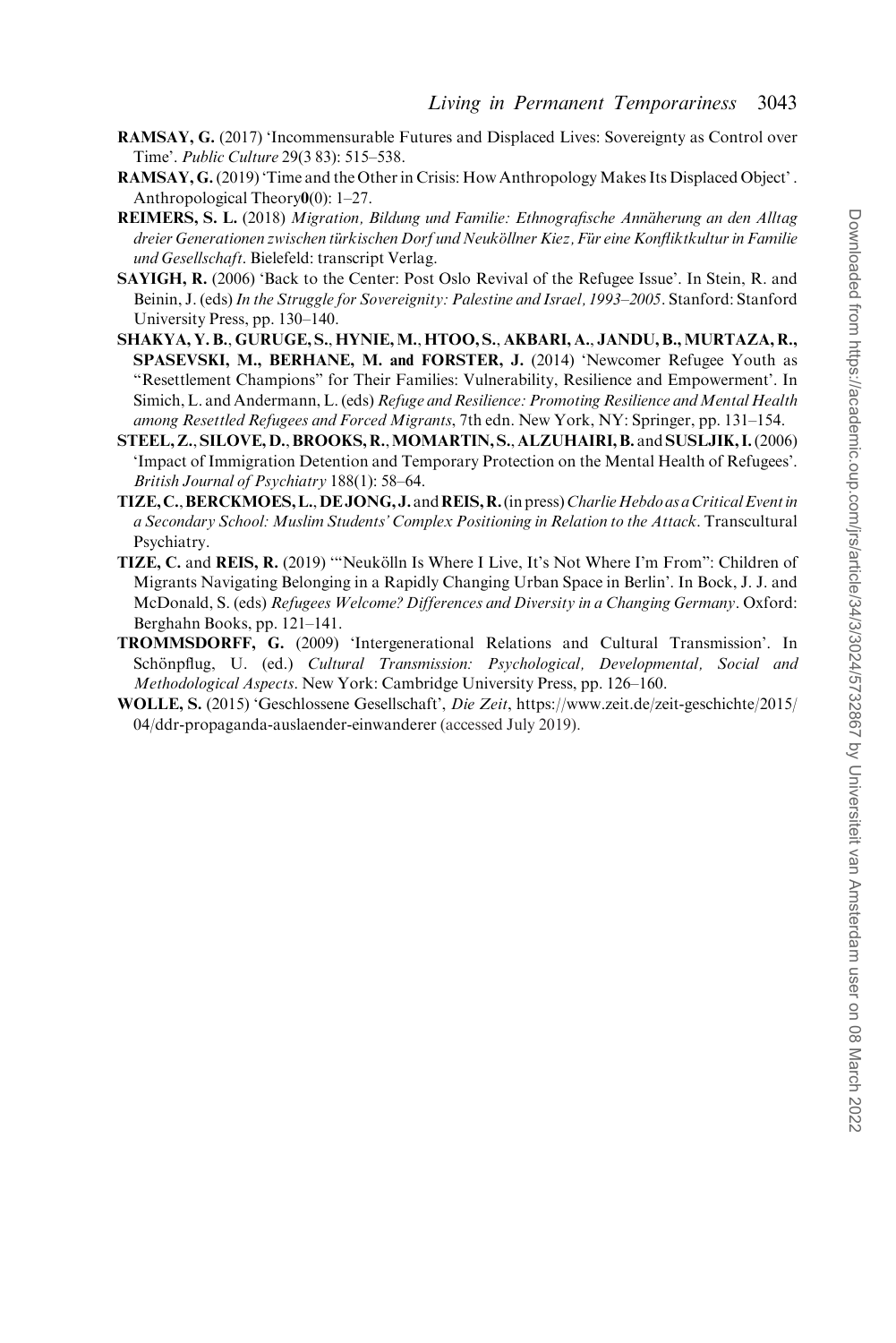**RAMSAY, G.** (2017) 'Incommensurable Futures and Displaced Lives: Sovereignty as Control over Time'. *Public Culture* 29(3 83): 515–538.

**RAMSAY, G.** (2019) 'Time and the Other in Crisis: How Anthropology Makes Its Displaced Object' . Anthropological Theory**0**(0): 1–27.

**REIMERS, S. L.** (2018) *Migration, Bildung und Familie: Ethnografische Annäherung an den Alltag dreier Generationen zwischen türkischen Dorf und Neuköllner Kiez, Für eine Konfliktkultur in Familie und Gesellschaft*. Bielefeld: transcript Verlag.

**SAYIGH, R.** (2006) 'Back to the Center: Post Oslo Revival of the Refugee Issue'. In Stein, R. and Beinin, J. (eds) *In the Struggle for Sovereignity: Palestine and Israel, 1993–2005*. Stanford: Stanford University Press, pp. 130–140.

**SHAKYA, Y. B., GURUGE, S., HYNIE, M., HTOO, S., AKBARI, A., JANDU, B., MURTAZA, R., SPASEVSKI, M., BERHANE, M. and FORSTER, J.** (2014) 'Newcomer Refugee Youth as "Resettlement Champions" for Their Families: Vulnerability, Resilience and Empowerment'. In Simich, L. and Andermann, L. (eds) *Refuge and Resilience: Promoting Resilience and Mental Health among Resettled Refugees and Forced Migrants*, 7th edn. New York, NY: Springer, pp. 131–154.

**STEEL, Z., SILOVE, D., BROOKS, R., MOMARTIN, S., ALZUHAIRI, B.** and **SUSLJIK, I.** (2006) 'Impact of Immigration Detention and Temporary Protection on the Mental Health of Refugees'. *British Journal of Psychiatry* 188(1): 58–64.

**TIZE, C., BERCKMOES, L., DE JONG, J.** and **REIS, R.** (in press) *Charlie Hebdo as a Critical Event in a Secondary School: Muslim Students' Complex Positioning in Relation to the Attack*. Transcultural Psychiatry.

**TIZE, C.** and **REIS, R.** (2019) '"Neukölln Is Where I Live, It's Not Where I'm From": Children of Migrants Navigating Belonging in a Rapidly Changing Urban Space in Berlin'. In Bock, J. J. and McDonald, S. (eds) *Refugees Welcome? Differences and Diversity in a Changing Germany*. Oxford: Berghahn Books, pp. 121–141.

**TROMMSDORFF, G.** (2009) 'Intergenerational Relations and Cultural Transmission'. In Schönpflug, U. (ed.) *Cultural Transmission: Psychological, Developmental, Social and Methodological Aspects*. New York: Cambridge University Press, pp. 126–160.

**WOLLE, S.** (2015) 'Geschlossene Gesellschaft', *Die Zeit*, https://www.zeit.de/zeit-geschichte/2015/04/ddr-propaganda-auslaender-einwanderer (accessed July 2019).